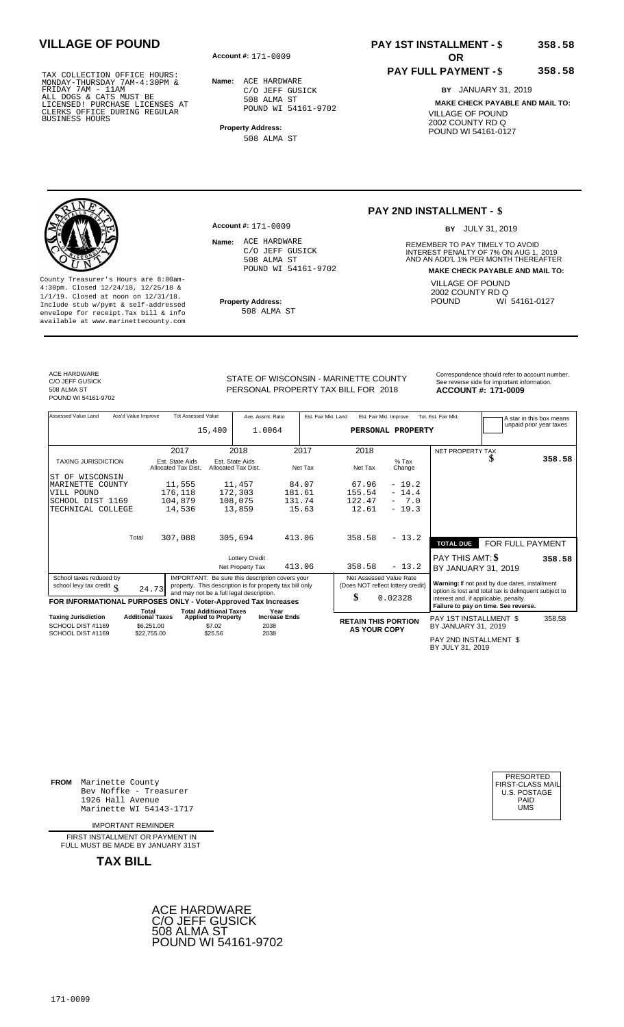# VILLAGE OF POUND

TAX COLLECTION OFFICE HOURS: MONDAY-THURSDAY 7AM-4:30PM & FRIDAY 7AM - 11AM ALL DOGS & CATS MUST BE LICENSED! PURCHASE LICENSES AT CLERKS OFFICE DURING REGULAR BUSINESS HOURS

**Account #:** 171-0009

**Name:** ACE HARDWARE
C/O JEFF GUSICK
508 ALMA ST
POUND WI 54161-9702

**Property Address:**
508 ALMA ST

**PAY 1ST INSTALLMENT - $** 358.58

**OR**

**PAY FULL PAYMENT - $** 358.58

**BY** JANUARY 31, 2019

**MAKE CHECK PAYABLE AND MAIL TO:**
VILLAGE OF POUND
2002 COUNTY RD Q
POUND WI 54161-0127

---

County Treasurer's Hours are 8:00am-4:30pm. Closed 12/24/18, 12/25/18 & 1/1/19. Closed at noon on 12/31/18. Include stub w/pymt & self-addressed envelope for receipt.Tax bill & info available at www.marinettecounty.com

**Account #:** 171-0009

**Name:** ACE HARDWARE
C/O JEFF GUSICK
508 ALMA ST
POUND WI 54161-9702

**Property Address:**
508 ALMA ST

## PAY 2ND INSTALLMENT - $

**BY** JULY 31, 2019

REMEMBER TO PAY TIMELY TO AVOID INTEREST PENALTY OF 7% ON AUG 1, 2019 AND AN ADD'L 1% PER MONTH THEREAFTER

**MAKE CHECK PAYABLE AND MAIL TO:**
VILLAGE OF POUND
2002 COUNTY RD Q
POUND WI 54161-0127

---

ACE HARDWARE
C/O JEFF GUSICK
508 ALMA ST
POUND WI 54161-9702

STATE OF WISCONSIN - MARINETTE COUNTY
PERSONAL PROPERTY TAX BILL FOR 2018

Correspondence should refer to account number. See reverse side for important information.
**ACCOUNT #: 171-0009**

| Assessed Value Land | Ass'd Value Improve | Tot Assessed Value | Ave. Assmt. Ratio | Est. Fair Mkt. Land | Est. Fair Mkt. Improve | Tot. Est. Fair Mkt. |
|---|---|---|---|---|---|---|
| | | 15,400 | 1.0064 | | PERSONAL PROPERTY | |

A star in this box means unpaid prior year taxes

| TAXING JURISDICTION | 2017 Est. State Aids Allocated Tax Dist. | 2018 Est. State Aids Allocated Tax Dist. | 2017 Net Tax | 2018 Net Tax | % Tax Change |
|---|---|---|---|---|---|
| ST OF WISCONSIN | | | | | |
| MARINETTE COUNTY | 11,555 | 11,457 | 84.07 | 67.96 | - 19.2 |
| VILL POUND | 176,118 | 172,303 | 181.61 | 155.54 | - 14.4 |
| SCHOOL DIST 1169 | 104,879 | 108,075 | 131.74 | 122.47 | - 7.0 |
| TECHNICAL COLLEGE | 14,536 | 13,859 | 15.63 | 12.61 | - 19.3 |
| Total | 307,088 | 305,694 | 413.06 | 358.58 | - 13.2 |
| | | Lottery Credit | | | |
| | | Net Property Tax | 413.06 | 358.58 | - 13.2 |

NET PROPERTY TAX $ 358.58

TOTAL DUE FOR FULL PAYMENT
PAY THIS AMT: $ 358.58
BY JANUARY 31, 2019

School taxes reduced by school levy tax credit $ 24.73

IMPORTANT: Be sure this description covers your property. This description is for property tax bill only and may not be a full legal description.

Net Assessed Value Rate (Does NOT reflect lottery credit) $ 0.02328

**Warning:** If not paid by due dates, installment option is lost and total tax is delinquent subject to interest and, if applicable, penalty. **Failure to pay on time. See reverse.**

**FOR INFORMATIONAL PURPOSES ONLY - Voter-Approved Tax Increases**

| Taxing Jurisdiction | Total Additional Taxes | Total Additional Taxes Applied to Property | Year Increase Ends |
|---|---|---|---|
| SCHOOL DIST #1169 | $6,251.00 | $7.02 | 2038 |
| SCHOOL DIST #1169 | $22,755.00 | $25.56 | 2038 |

**RETAIN THIS PORTION AS YOUR COPY**

PAY 1ST INSTALLMENT $ 358.58
BY JANUARY 31, 2019

PAY 2ND INSTALLMENT $
BY JULY 31, 2019

---

**FROM** Marinette County
Bev Noffke - Treasurer
1926 Hall Avenue
Marinette WI 54143-1717

PRESORTED FIRST-CLASS MAIL U.S. POSTAGE PAID UMS

IMPORTANT REMINDER

FIRST INSTALLMENT OR PAYMENT IN FULL MUST BE MADE BY JANUARY 31ST

**TAX BILL**

ACE HARDWARE
C/O JEFF GUSICK
508 ALMA ST
POUND WI 54161-9702

171-0009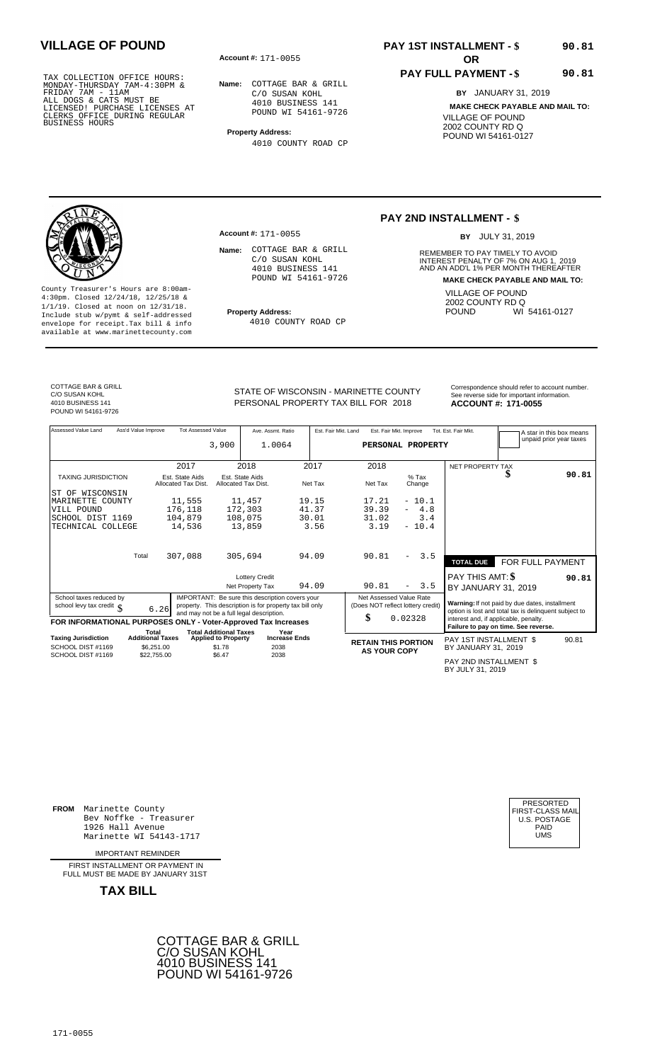# VILLAGE OF POUND

TAX COLLECTION OFFICE HOURS:
MONDAY-THURSDAY 7AM-4:30PM &
FRIDAY 7AM - 11AM
ALL DOGS & CATS MUST BE
LICENSED! PURCHASE LICENSES AT
CLERKS OFFICE DURING REGULAR
BUSINESS HOURS

**Account #:** 171-0055

**Name:** COTTAGE BAR & GRILL
C/O SUSAN KOHL
4010 BUSINESS 141
POUND WI 54161-9726

**Property Address:**
4010 COUNTY ROAD CP

**PAY 1ST INSTALLMENT - $** 90.81

**OR**

**PAY FULL PAYMENT - $** 90.81

**BY** JANUARY 31, 2019

**MAKE CHECK PAYABLE AND MAIL TO:**
VILLAGE OF POUND
2002 COUNTY RD Q
POUND WI 54161-0127

---

County Treasurer's Hours are 8:00am-4:30pm. Closed 12/24/18, 12/25/18 & 1/1/19. Closed at noon on 12/31/18. Include stub w/pymt & self-addressed envelope for receipt.Tax bill & info available at www.marinettecounty.com

**Account #:** 171-0055

**Name:** COTTAGE BAR & GRILL
C/O SUSAN KOHL
4010 BUSINESS 141
POUND WI 54161-9726

**Property Address:**
4010 COUNTY ROAD CP

**PAY 2ND INSTALLMENT - $**

**BY** JULY 31, 2019

REMEMBER TO PAY TIMELY TO AVOID INTEREST PENALTY OF 7% ON AUG 1, 2019 AND AN ADD'L 1% PER MONTH THEREAFTER

**MAKE CHECK PAYABLE AND MAIL TO:**
VILLAGE OF POUND
2002 COUNTY RD Q
POUND WI 54161-0127

---

COTTAGE BAR & GRILL
C/O SUSAN KOHL
4010 BUSINESS 141
POUND WI 54161-9726

STATE OF WISCONSIN - MARINETTE COUNTY
PERSONAL PROPERTY TAX BILL FOR 2018

Correspondence should refer to account number. See reverse side for important information.
**ACCOUNT #: 171-0055**

| Assessed Value Land | Ass'd Value Improve | Tot Assessed Value | Ave. Assmt. Ratio | Est. Fair Mkt. Land | Est. Fair Mkt. Improve | Tot. Est. Fair Mkt. |
|---|---|---|---|---|---|---|
| | | 3,900 | 1.0064 | | PERSONAL PROPERTY | |

A star in this box means unpaid prior year taxes

| TAXING JURISDICTION | 2017 Est. State Aids Allocated Tax Dist. | 2018 Est. State Aids Allocated Tax Dist. | 2017 Net Tax | 2018 Net Tax | % Tax Change |
|---|---|---|---|---|---|
| ST OF WISCONSIN | | | | | |
| MARINETTE COUNTY | 11,555 | 11,457 | 19.15 | 17.21 | - 10.1 |
| VILL POUND | 176,118 | 172,303 | 41.37 | 39.39 | - 4.8 |
| SCHOOL DIST 1169 | 104,879 | 108,075 | 30.01 | 31.02 | 3.4 |
| TECHNICAL COLLEGE | 14,536 | 13,859 | 3.56 | 3.19 | - 10.4 |
| Total | 307,088 | 305,694 | 94.09 | 90.81 | - 3.5 |
| | | Lottery Credit | | | |
| | | Net Property Tax | 94.09 | 90.81 | - 3.5 |

NET PROPERTY TAX $ 90.81

**TOTAL DUE** FOR FULL PAYMENT
PAY THIS AMT: $ 90.81
BY JANUARY 31, 2019

School taxes reduced by school levy tax credit $ 6.26

IMPORTANT: Be sure this description covers your property. This description is for property tax bill only and may not be a full legal description.

Net Assessed Value Rate (Does NOT reflect lottery credit) $ 0.02328

**Warning:** If not paid by due dates, installment option is lost and total tax is delinquent subject to interest and, if applicable, penalty.
**Failure to pay on time. See reverse.**

**FOR INFORMATIONAL PURPOSES ONLY - Voter-Approved Tax Increases**

| Taxing Jurisdiction | Total Additional Taxes | Total Additional Taxes Applied to Property | Year Increase Ends |
|---|---|---|---|
| SCHOOL DIST #1169 | $6,251.00 | $1.78 | 2038 |
| SCHOOL DIST #1169 | $22,755.00 | $6.47 | 2038 |

**RETAIN THIS PORTION AS YOUR COPY**

PAY 1ST INSTALLMENT $ 90.81
BY JANUARY 31, 2019

PAY 2ND INSTALLMENT $
BY JULY 31, 2019

---

**FROM** Marinette County
Bev Noffke - Treasurer
1926 Hall Avenue
Marinette WI 54143-1717

IMPORTANT REMINDER

FIRST INSTALLMENT OR PAYMENT IN FULL MUST BE MADE BY JANUARY 31ST

**TAX BILL**

PRESORTED
FIRST-CLASS MAIL
U.S. POSTAGE
PAID
UMS

COTTAGE BAR & GRILL
C/O SUSAN KOHL
4010 BUSINESS 141
POUND WI 54161-9726

171-0055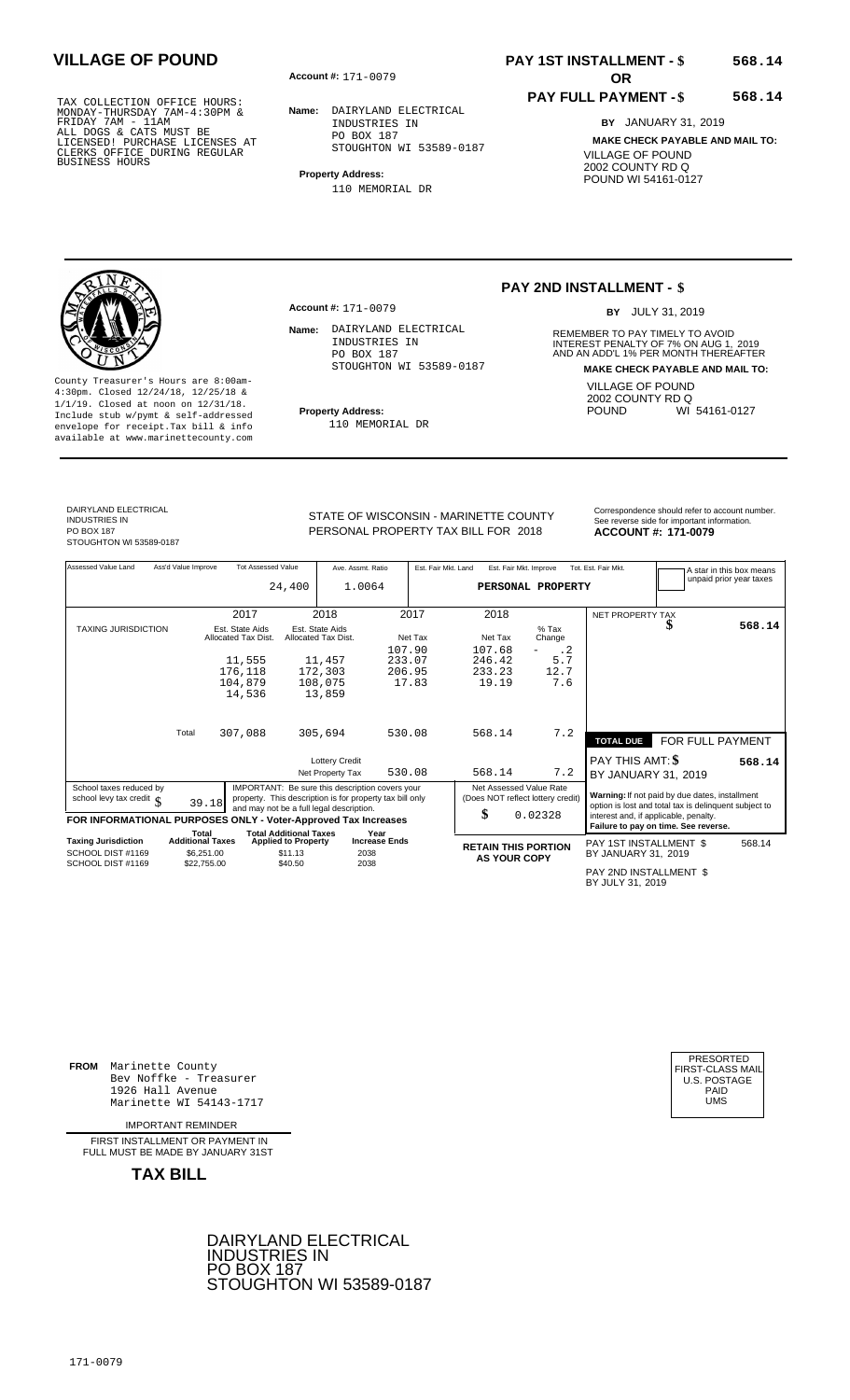# VILLAGE OF POUND

TAX COLLECTION OFFICE HOURS:
MONDAY-THURSDAY 7AM-4:30PM &
FRIDAY 7AM - 11AM
ALL DOGS & CATS MUST BE
LICENSED! PURCHASE LICENSES AT
CLERKS OFFICE DURING REGULAR
BUSINESS HOURS

**Account #:** 171-0079

**Name:** DAIRYLAND ELECTRICAL INDUSTRIES IN
PO BOX 187
STOUGHTON WI 53589-0187

**Property Address:**
110 MEMORIAL DR

**PAY 1ST INSTALLMENT - $** 568.14

**OR**

**PAY FULL PAYMENT - $** 568.14

**BY** JANUARY 31, 2019

**MAKE CHECK PAYABLE AND MAIL TO:**
VILLAGE OF POUND
2002 COUNTY RD Q
POUND WI 54161-0127

---

County Treasurer's Hours are 8:00am-4:30pm. Closed 12/24/18, 12/25/18 & 1/1/19. Closed at noon on 12/31/18. Include stub w/pymt & self-addressed envelope for receipt.Tax bill & info available at www.marinettecounty.com

**Account #:** 171-0079

**Name:** DAIRYLAND ELECTRICAL INDUSTRIES IN
PO BOX 187
STOUGHTON WI 53589-0187

**Property Address:**
110 MEMORIAL DR

**PAY 2ND INSTALLMENT - $**

**BY** JULY 31, 2019

REMEMBER TO PAY TIMELY TO AVOID INTEREST PENALTY OF 7% ON AUG 1, 2019 AND AN ADD'L 1% PER MONTH THEREAFTER

**MAKE CHECK PAYABLE AND MAIL TO:**
VILLAGE OF POUND
2002 COUNTY RD Q
POUND WI 54161-0127

---

DAIRYLAND ELECTRICAL
INDUSTRIES IN
PO BOX 187
STOUGHTON WI 53589-0187

STATE OF WISCONSIN - MARINETTE COUNTY
PERSONAL PROPERTY TAX BILL FOR 2018

Correspondence should refer to account number. See reverse side for important information.
**ACCOUNT #: 171-0079**

| Assessed Value Land | Ass'd Value Improve | Tot Assessed Value | Ave. Assmt. Ratio | Est. Fair Mkt. Land | Est. Fair Mkt. Improve | Tot. Est. Fair Mkt. |
|---|---|---|---|---|---|---|
| | | 24,400 | 1.0064 | PERSONAL PROPERTY | | |

A star in this box means unpaid prior year taxes

| TAXING JURISDICTION | 2017 Est. State Aids Allocated Tax Dist. | 2018 Est. State Aids Allocated Tax Dist. | 2017 Net Tax | 2018 Net Tax | % Tax Change |
|---|---|---|---|---|---|
| | | | 107.90 | 107.68 | - .2 |
| | 11,555 | 11,457 | 233.07 | 246.42 | 5.7 |
| | 176,118 | 172,303 | 206.95 | 233.23 | 12.7 |
| | 104,879 | 108,075 | 17.83 | 19.19 | 7.6 |
| | 14,536 | 13,859 | | | |
| Total | 307,088 | 305,694 | 530.08 | 568.14 | 7.2 |
| | | Lottery Credit | | | |
| | | Net Property Tax | 530.08 | 568.14 | 7.2 |

NET PROPERTY TAX $ 568.14

TOTAL DUE FOR FULL PAYMENT
PAY THIS AMT: $ 568.14
BY JANUARY 31, 2019

School taxes reduced by school levy tax credit $ 39.18

IMPORTANT: Be sure this description covers your property. This description is for property tax bill only and may not be a full legal description.

Net Assessed Value Rate (Does NOT reflect lottery credit) $ 0.02328

Warning: If not paid by due dates, installment option is lost and total tax is delinquent subject to interest and, if applicable, penalty. Failure to pay on time. See reverse.

**FOR INFORMATIONAL PURPOSES ONLY - Voter-Approved Tax Increases**

| Taxing Jurisdiction | Total Additional Taxes | Total Additional Taxes Applied to Property | Year Increase Ends |
|---|---|---|---|
| SCHOOL DIST #1169 | $6,251.00 | $11.13 | 2038 |
| SCHOOL DIST #1169 | $22,755.00 | $40.50 | 2038 |

**RETAIN THIS PORTION AS YOUR COPY**

PAY 1ST INSTALLMENT $ 568.14
BY JANUARY 31, 2019

PAY 2ND INSTALLMENT $
BY JULY 31, 2019

---

**FROM** Marinette County
Bev Noffke - Treasurer
1926 Hall Avenue
Marinette WI 54143-1717

IMPORTANT REMINDER

FIRST INSTALLMENT OR PAYMENT IN FULL MUST BE MADE BY JANUARY 31ST

**TAX BILL**

PRESORTED
FIRST-CLASS MAIL
U.S. POSTAGE
PAID
UMS

DAIRYLAND ELECTRICAL
INDUSTRIES IN
PO BOX 187
STOUGHTON WI 53589-0187

171-0079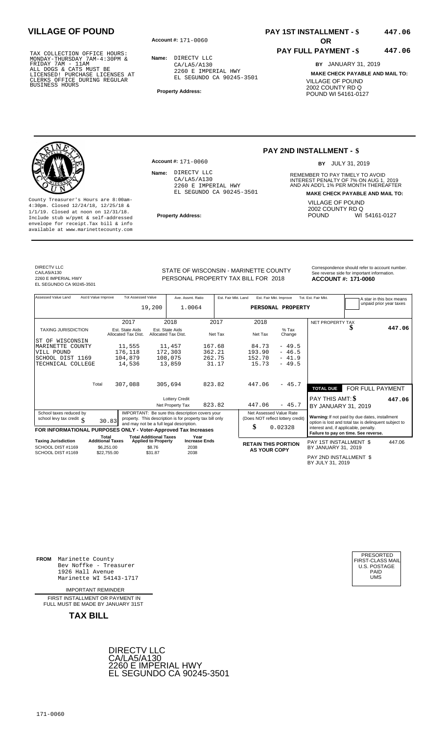# VILLAGE OF POUND

TAX COLLECTION OFFICE HOURS: MONDAY-THURSDAY 7AM-4:30PM & FRIDAY 7AM - 11AM ALL DOGS & CATS MUST BE LICENSED! PURCHASE LICENSES AT CLERKS OFFICE DURING REGULAR BUSINESS HOURS

**Account #:** 171-0060

**Name:** DIRECTV LLC
CA/LA5/A130
2260 E IMPERIAL HWY
EL SEGUNDO CA 90245-3501

**Property Address:**

**PAY 1ST INSTALLMENT - $ 447.06**

**OR**

**PAY FULL PAYMENT - $ 447.06**

**BY** JANUARY 31, 2019

**MAKE CHECK PAYABLE AND MAIL TO:**
VILLAGE OF POUND
2002 COUNTY RD Q
POUND WI 54161-0127

---

County Treasurer's Hours are 8:00am-4:30pm. Closed 12/24/18, 12/25/18 & 1/1/19. Closed at noon on 12/31/18. Include stub w/pymt & self-addressed envelope for receipt.Tax bill & info available at www.marinettecounty.com

**Account #:** 171-0060

**Name:** DIRECTV LLC
CA/LA5/A130
2260 E IMPERIAL HWY
EL SEGUNDO CA 90245-3501

**Property Address:**

**PAY 2ND INSTALLMENT - $**

**BY** JULY 31, 2019

REMEMBER TO PAY TIMELY TO AVOID INTEREST PENALTY OF 7% ON AUG 1, 2019 AND AN ADD'L 1% PER MONTH THEREAFTER

**MAKE CHECK PAYABLE AND MAIL TO:**
VILLAGE OF POUND
2002 COUNTY RD Q
POUND WI 54161-0127

---

DIRECTV LLC
CA/LA5/A130
2260 E IMPERIAL HWY
EL SEGUNDO CA 90245-3501

STATE OF WISCONSIN - MARINETTE COUNTY
PERSONAL PROPERTY TAX BILL FOR 2018

Correspondence should refer to account number. See reverse side for important information.
**ACCOUNT #: 171-0060**

| Assessed Value Land | Ass'd Value Improve | Tot Assessed Value | Ave. Assmt. Ratio | Est. Fair Mkt. Land | Est. Fair Mkt. Improve | Tot. Est. Fair Mkt. |
|---|---|---|---|---|---|---|
| | | 19,200 | 1.0064 | | PERSONAL PROPERTY | |

A star in this box means unpaid prior year taxes

| TAXING JURISDICTION | 2017 Est. State Aids Allocated Tax Dist. | 2018 Est. State Aids Allocated Tax Dist. | 2017 Net Tax | 2018 Net Tax | % Tax Change |
|---|---|---|---|---|---|
| ST OF WISCONSIN | | | | | |
| MARINETTE COUNTY | 11,555 | 11,457 | 167.68 | 84.73 | - 49.5 |
| VILL POUND | 176,118 | 172,303 | 362.21 | 193.90 | - 46.5 |
| SCHOOL DIST 1169 | 104,879 | 108,075 | 262.75 | 152.70 | - 41.9 |
| TECHNICAL COLLEGE | 14,536 | 13,859 | 31.17 | 15.73 | - 49.5 |
| Total | 307,088 | 305,694 | 823.82 | 447.06 | - 45.7 |
| | | Lottery Credit | | | |
| | | Net Property Tax | 823.82 | 447.06 | - 45.7 |

NET PROPERTY TAX $ 447.06

TOTAL DUE — FOR FULL PAYMENT
PAY THIS AMT: $ 447.06
BY JANUARY 31, 2019

School taxes reduced by school levy tax credit $ 30.83

IMPORTANT: Be sure this description covers your property. This description is for property tax bill only and may not be a full legal description.

Net Assessed Value Rate (Does NOT reflect lottery credit) $ 0.02328

Warning: If not paid by due dates, installment option is lost and total tax is delinquent subject to interest and, if applicable, penalty. Failure to pay on time. See reverse.

**FOR INFORMATIONAL PURPOSES ONLY - Voter-Approved Tax Increases**

| Taxing Jurisdiction | Total Additional Taxes | Total Additional Taxes Applied to Property | Year Increase Ends |
|---|---|---|---|
| SCHOOL DIST #1169 | $6,251.00 | $8.76 | 2038 |
| SCHOOL DIST #1169 | $22,755.00 | $31.87 | 2038 |

**RETAIN THIS PORTION AS YOUR COPY**

PAY 1ST INSTALLMENT $ 447.06
BY JANUARY 31, 2019

PAY 2ND INSTALLMENT $
BY JULY 31, 2019

---

**FROM** Marinette County
Bev Noffke - Treasurer
1926 Hall Avenue
Marinette WI 54143-1717

IMPORTANT REMINDER

FIRST INSTALLMENT OR PAYMENT IN FULL MUST BE MADE BY JANUARY 31ST

**TAX BILL**

PRESORTED FIRST-CLASS MAIL U.S. POSTAGE PAID UMS

DIRECTV LLC
CA/LA5/A130
2260 E IMPERIAL HWY
EL SEGUNDO CA 90245-3501

171-0060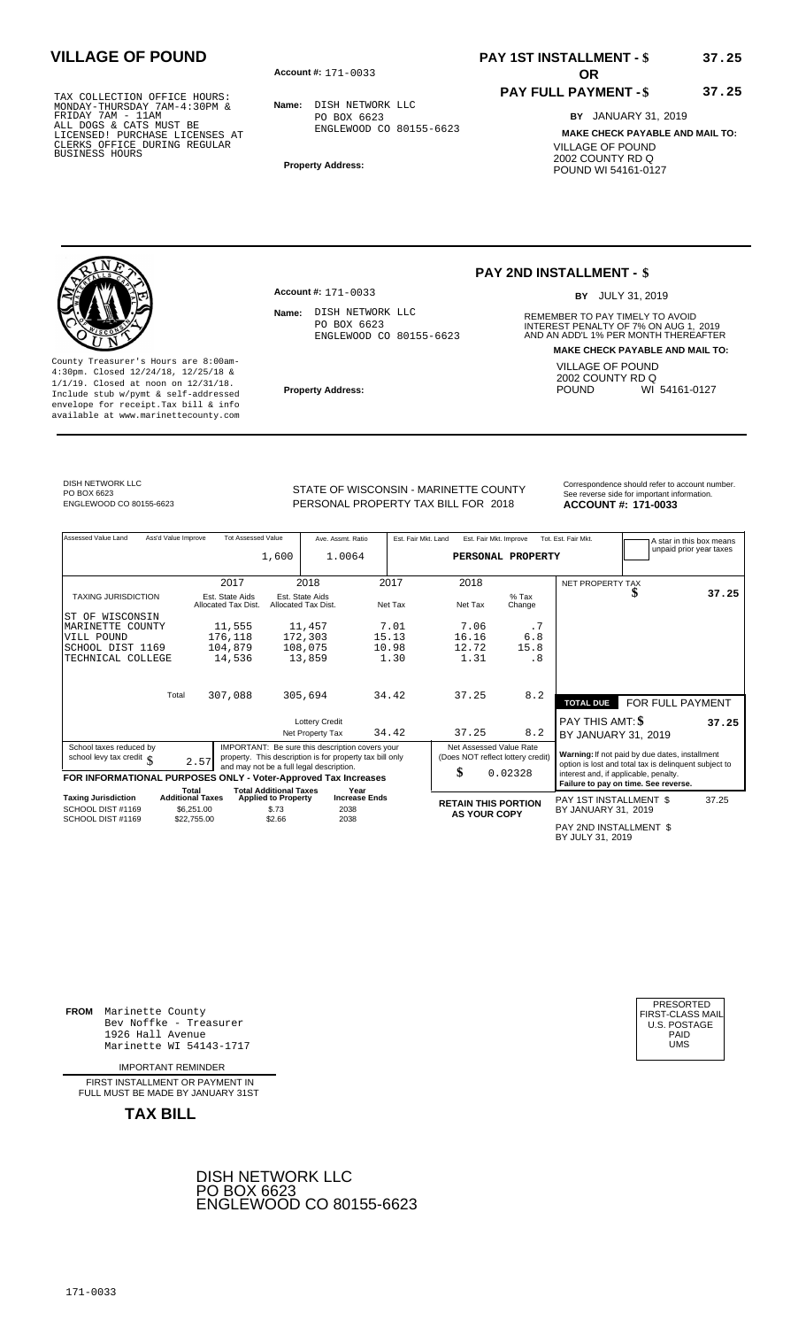# VILLAGE OF POUND

TAX COLLECTION OFFICE HOURS:
MONDAY-THURSDAY 7AM-4:30PM &
FRIDAY 7AM - 11AM
ALL DOGS & CATS MUST BE
LICENSED! PURCHASE LICENSES AT
CLERKS OFFICE DURING REGULAR
BUSINESS HOURS

**Account #:** 171-0033

**Name:** DISH NETWORK LLC
PO BOX 6623
ENGLEWOOD CO 80155-6623

**Property Address:**

**PAY 1ST INSTALLMENT - $ 37.25**

**OR**

**PAY FULL PAYMENT - $ 37.25**

**BY** JANUARY 31, 2019

**MAKE CHECK PAYABLE AND MAIL TO:**
VILLAGE OF POUND
2002 COUNTY RD Q
POUND WI 54161-0127

---

County Treasurer's Hours are 8:00am-4:30pm. Closed 12/24/18, 12/25/18 & 1/1/19. Closed at noon on 12/31/18. Include stub w/pymt & self-addressed envelope for receipt.Tax bill & info available at www.marinettecounty.com

**Account #:** 171-0033

**Name:** DISH NETWORK LLC
PO BOX 6623
ENGLEWOOD CO 80155-6623

**Property Address:**

**PAY 2ND INSTALLMENT - $**

**BY** JULY 31, 2019

REMEMBER TO PAY TIMELY TO AVOID INTEREST PENALTY OF 7% ON AUG 1, 2019 AND AN ADD'L 1% PER MONTH THEREAFTER

**MAKE CHECK PAYABLE AND MAIL TO:**
VILLAGE OF POUND
2002 COUNTY RD Q
POUND WI 54161-0127

---

DISH NETWORK LLC
PO BOX 6623
ENGLEWOOD CO 80155-6623

STATE OF WISCONSIN - MARINETTE COUNTY
PERSONAL PROPERTY TAX BILL FOR 2018

Correspondence should refer to account number. See reverse side for important information.
**ACCOUNT #: 171-0033**

| Assessed Value Land | Ass'd Value Improve | Tot Assessed Value | Ave. Assmt. Ratio | Est. Fair Mkt. Land | Est. Fair Mkt. Improve | Tot. Est. Fair Mkt. |
|---|---|---|---|---|---|---|
| | | 1,600 | 1.0064 | PERSONAL PROPERTY | | |

A star in this box means unpaid prior year taxes

| TAXING JURISDICTION | 2017 Est. State Aids Allocated Tax Dist. | 2018 Est. State Aids Allocated Tax Dist. | 2017 Net Tax | 2018 Net Tax | % Tax Change |
|---|---|---|---|---|---|
| ST OF WISCONSIN | | | | | |
| MARINETTE COUNTY | 11,555 | 11,457 | 7.01 | 7.06 | .7 |
| VILL POUND | 176,118 | 172,303 | 15.13 | 16.16 | 6.8 |
| SCHOOL DIST 1169 | 104,879 | 108,075 | 10.98 | 12.72 | 15.8 |
| TECHNICAL COLLEGE | 14,536 | 13,859 | 1.30 | 1.31 | .8 |
| Total | 307,088 | 305,694 | 34.42 | 37.25 | 8.2 |
| | | Lottery Credit | | | |
| | | Net Property Tax | 34.42 | 37.25 | 8.2 |

NET PROPERTY TAX $ 37.25

| TOTAL DUE | FOR FULL PAYMENT |
|---|---|
| PAY THIS AMT: $ | 37.25 |
| BY JANUARY 31, 2019 | |

School taxes reduced by school levy tax credit $ 2.57

IMPORTANT: Be sure this description covers your property. This description is for property tax bill only and may not be a full legal description.

Net Assessed Value Rate (Does NOT reflect lottery credit) $ 0.02328

Warning: If not paid by due dates, installment option is lost and total tax is delinquent subject to interest and, if applicable, penalty. **Failure to pay on time. See reverse.**

**FOR INFORMATIONAL PURPOSES ONLY - Voter-Approved Tax Increases**

| Taxing Jurisdiction | Total Additional Taxes | Total Additional Taxes Applied to Property | Year Increase Ends |
|---|---|---|---|
| SCHOOL DIST #1169 | $6,251.00 | $.73 | 2038 |
| SCHOOL DIST #1169 | $22,755.00 | $2.66 | 2038 |

**RETAIN THIS PORTION AS YOUR COPY**

PAY 1ST INSTALLMENT $ 37.25
BY JANUARY 31, 2019

PAY 2ND INSTALLMENT $
BY JULY 31, 2019

---

**FROM** Marinette County
Bev Noffke - Treasurer
1926 Hall Avenue
Marinette WI 54143-1717

IMPORTANT REMINDER

FIRST INSTALLMENT OR PAYMENT IN FULL MUST BE MADE BY JANUARY 31ST

**TAX BILL**

PRESORTED FIRST-CLASS MAIL U.S. POSTAGE PAID UMS

DISH NETWORK LLC
PO BOX 6623
ENGLEWOOD CO 80155-6623

171-0033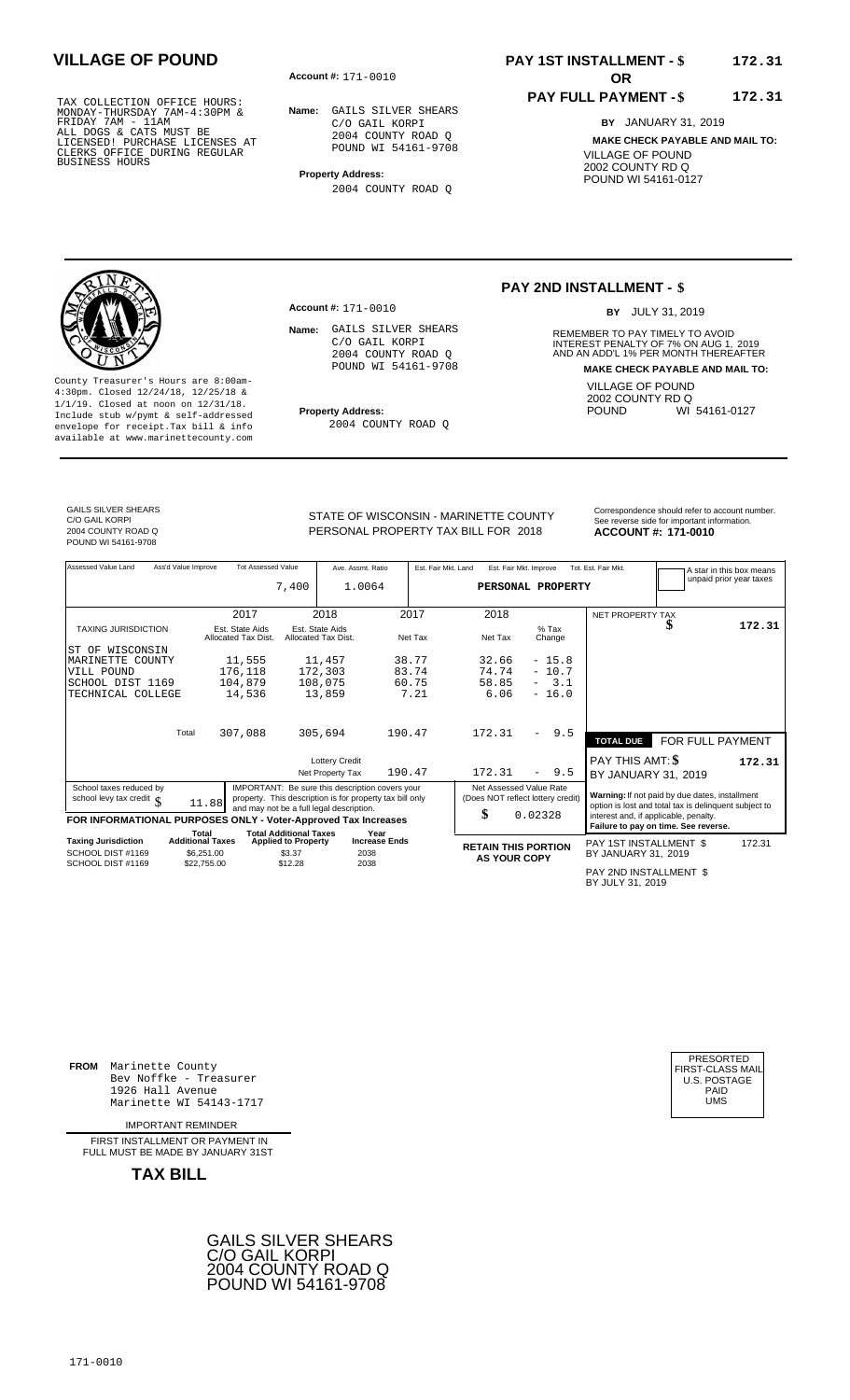# VILLAGE OF POUND

TAX COLLECTION OFFICE HOURS:
MONDAY-THURSDAY 7AM-4:30PM &
FRIDAY 7AM - 11AM
ALL DOGS & CATS MUST BE
LICENSED! PURCHASE LICENSES AT
CLERKS OFFICE DURING REGULAR
BUSINESS HOURS

**Account #:** 171-0010

**Name:** GAILS SILVER SHEARS
C/O GAIL KORPI
2004 COUNTY ROAD Q
POUND WI 54161-9708

**Property Address:**
2004 COUNTY ROAD Q

**PAY 1ST INSTALLMENT - $** 172.31
**OR**
**PAY FULL PAYMENT - $** 172.31

**BY** JANUARY 31, 2019

**MAKE CHECK PAYABLE AND MAIL TO:**
VILLAGE OF POUND
2002 COUNTY RD Q
POUND WI 54161-0127

---

County Treasurer's Hours are 8:00am-4:30pm. Closed 12/24/18, 12/25/18 & 1/1/19. Closed at noon on 12/31/18. Include stub w/pymt & self-addressed envelope for receipt.Tax bill & info available at www.marinettecounty.com

**Account #:** 171-0010

**Name:** GAILS SILVER SHEARS
C/O GAIL KORPI
2004 COUNTY ROAD Q
POUND WI 54161-9708

**Property Address:**
2004 COUNTY ROAD Q

**PAY 2ND INSTALLMENT - $**

**BY** JULY 31, 2019

REMEMBER TO PAY TIMELY TO AVOID INTEREST PENALTY OF 7% ON AUG 1, 2019 AND AN ADD'L 1% PER MONTH THEREAFTER

**MAKE CHECK PAYABLE AND MAIL TO:**
VILLAGE OF POUND
2002 COUNTY RD Q
POUND WI 54161-0127

---

GAILS SILVER SHEARS
C/O GAIL KORPI
2004 COUNTY ROAD Q
POUND WI 54161-9708

STATE OF WISCONSIN - MARINETTE COUNTY
PERSONAL PROPERTY TAX BILL FOR 2018

Correspondence should refer to account number. See reverse side for important information.
**ACCOUNT #: 171-0010**

| Assessed Value Land | Ass'd Value Improve | Tot Assessed Value | Ave. Assmt. Ratio | Est. Fair Mkt. Land | Est. Fair Mkt. Improve | Tot. Est. Fair Mkt. |
|---|---|---|---|---|---|---|
| | | 7,400 | 1.0064 | PERSONAL PROPERTY | | |

A star in this box means unpaid prior year taxes

| TAXING JURISDICTION | 2017 Est. State Aids Allocated Tax Dist. | 2018 Est. State Aids Allocated Tax Dist. | 2017 Net Tax | 2018 Net Tax | % Tax Change |
|---|---|---|---|---|---|
| ST OF WISCONSIN | | | | | |
| MARINETTE COUNTY | 11,555 | 11,457 | 38.77 | 32.66 | - 15.8 |
| VILL POUND | 176,118 | 172,303 | 83.74 | 74.74 | - 10.7 |
| SCHOOL DIST 1169 | 104,879 | 108,075 | 60.75 | 58.85 | - 3.1 |
| TECHNICAL COLLEGE | 14,536 | 13,859 | 7.21 | 6.06 | - 16.0 |
| Total | 307,088 | 305,694 | 190.47 | 172.31 | - 9.5 |
| | | Lottery Credit | | | |
| | | Net Property Tax | 190.47 | 172.31 | - 9.5 |

NET PROPERTY TAX $ 172.31

TOTAL DUE — FOR FULL PAYMENT
PAY THIS AMT: $ 172.31
BY JANUARY 31, 2019

School taxes reduced by school levy tax credit $ 11.88

IMPORTANT: Be sure this description covers your property. This description is for property tax bill only and may not be a full legal description.

Net Assessed Value Rate (Does NOT reflect lottery credit) $ 0.02328

Warning: If not paid by due dates, installment option is lost and total tax is delinquent subject to interest and, if applicable, penalty. Failure to pay on time. See reverse.

**FOR INFORMATIONAL PURPOSES ONLY - Voter-Approved Tax Increases**

| Taxing Jurisdiction | Total Additional Taxes | Total Additional Taxes Applied to Property | Year Increase Ends |
|---|---|---|---|
| SCHOOL DIST #1169 | $6,251.00 | $3.37 | 2038 |
| SCHOOL DIST #1169 | $22,755.00 | $12.28 | 2038 |

**RETAIN THIS PORTION AS YOUR COPY**

PAY 1ST INSTALLMENT $ 172.31
BY JANUARY 31, 2019

PAY 2ND INSTALLMENT $
BY JULY 31, 2019

---

**FROM** Marinette County
Bev Noffke - Treasurer
1926 Hall Avenue
Marinette WI 54143-1717

IMPORTANT REMINDER

FIRST INSTALLMENT OR PAYMENT IN FULL MUST BE MADE BY JANUARY 31ST

**TAX BILL**

PRESORTED
FIRST-CLASS MAIL
U.S. POSTAGE
PAID
UMS

GAILS SILVER SHEARS
C/O GAIL KORPI
2004 COUNTY ROAD Q
POUND WI 54161-9708

171-0010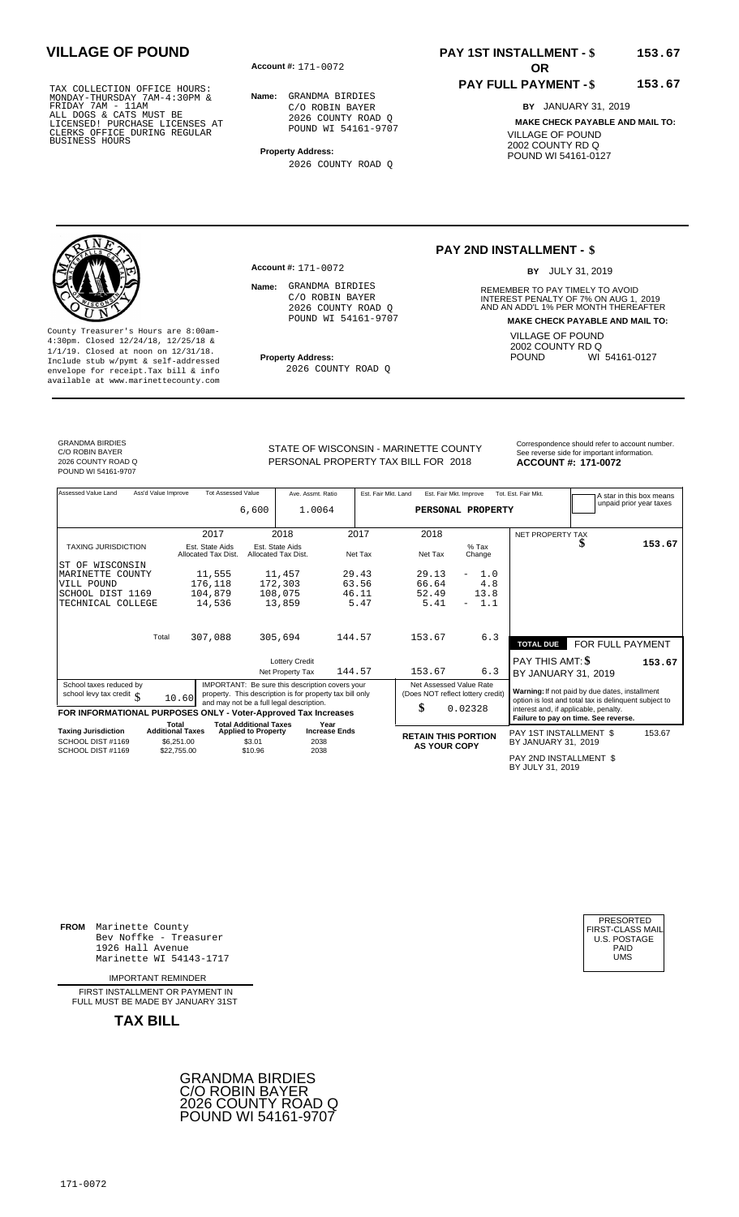# VILLAGE OF POUND

TAX COLLECTION OFFICE HOURS:
MONDAY-THURSDAY 7AM-4:30PM &
FRIDAY 7AM - 11AM
ALL DOGS & CATS MUST BE
LICENSED! PURCHASE LICENSES AT
CLERKS OFFICE DURING REGULAR
BUSINESS HOURS

**Account #:** 171-0072

**Name:** GRANDMA BIRDIES
C/O ROBIN BAYER
2026 COUNTY ROAD Q
POUND WI 54161-9707

**Property Address:**
2026 COUNTY ROAD Q

**PAY 1ST INSTALLMENT - $** **153.67**

**OR**

**PAY FULL PAYMENT - $** **153.67**

**BY** JANUARY 31, 2019

**MAKE CHECK PAYABLE AND MAIL TO:**
VILLAGE OF POUND
2002 COUNTY RD Q
POUND WI 54161-0127

---

County Treasurer's Hours are 8:00am-4:30pm. Closed 12/24/18, 12/25/18 & 1/1/19. Closed at noon on 12/31/18. Include stub w/pymt & self-addressed envelope for receipt.Tax bill & info available at www.marinettecounty.com

**Account #:** 171-0072

**Name:** GRANDMA BIRDIES
C/O ROBIN BAYER
2026 COUNTY ROAD Q
POUND WI 54161-9707

**Property Address:**
2026 COUNTY ROAD Q

## PAY 2ND INSTALLMENT - $

**BY** JULY 31, 2019

REMEMBER TO PAY TIMELY TO AVOID INTEREST PENALTY OF 7% ON AUG 1, 2019 AND AN ADD'L 1% PER MONTH THEREAFTER

**MAKE CHECK PAYABLE AND MAIL TO:**
VILLAGE OF POUND
2002 COUNTY RD Q
POUND WI 54161-0127

---

GRANDMA BIRDIES
C/O ROBIN BAYER
2026 COUNTY ROAD Q
POUND WI 54161-9707

STATE OF WISCONSIN - MARINETTE COUNTY
PERSONAL PROPERTY TAX BILL FOR 2018

Correspondence should refer to account number. See reverse side for important information.
**ACCOUNT #: 171-0072**

| Assessed Value Land | Ass'd Value Improve | Tot Assessed Value | Ave. Assmt. Ratio | Est. Fair Mkt. Land | Est. Fair Mkt. Improve | Tot. Est. Fair Mkt. |
|---|---|---|---|---|---|---|
| | | 6,600 | 1.0064 | | PERSONAL PROPERTY | |

A star in this box means unpaid prior year taxes

| TAXING JURISDICTION | 2017 Est. State Aids Allocated Tax Dist. | 2018 Est. State Aids Allocated Tax Dist. | 2017 Net Tax | 2018 Net Tax | % Tax Change |
|---|---|---|---|---|---|
| ST OF WISCONSIN | | | | | |
| MARINETTE COUNTY | 11,555 | 11,457 | 29.43 | 29.13 | - 1.0 |
| VILL POUND | 176,118 | 172,303 | 63.56 | 66.64 | 4.8 |
| SCHOOL DIST 1169 | 104,879 | 108,075 | 46.11 | 52.49 | 13.8 |
| TECHNICAL COLLEGE | 14,536 | 13,859 | 5.47 | 5.41 | - 1.1 |
| Total | 307,088 | 305,694 | 144.57 | 153.67 | 6.3 |
| | | Lottery Credit | | | |
| | | Net Property Tax | 144.57 | 153.67 | 6.3 |

NET PROPERTY TAX $ **153.67**

**TOTAL DUE** FOR FULL PAYMENT
PAY THIS AMT: **$ 153.67**
BY JANUARY 31, 2019

School taxes reduced by school levy tax credit $ 10.60

IMPORTANT: Be sure this description covers your property. This description is for property tax bill only and may not be a full legal description.

Net Assessed Value Rate (Does NOT reflect lottery credit) $ 0.02328

**Warning:** If not paid by due dates, installment option is lost and total tax is delinquent subject to interest and, if applicable, penalty.
**Failure to pay on time. See reverse.**

**FOR INFORMATIONAL PURPOSES ONLY - Voter-Approved Tax Increases**

| Taxing Jurisdiction | Total Additional Taxes | Total Additional Taxes Applied to Property | Year Increase Ends |
|---|---|---|---|
| SCHOOL DIST #1169 | $6,251.00 | $3.01 | 2038 |
| SCHOOL DIST #1169 | $22,755.00 | $10.96 | 2038 |

**RETAIN THIS PORTION AS YOUR COPY**

PAY 1ST INSTALLMENT $ 153.67
BY JANUARY 31, 2019

PAY 2ND INSTALLMENT $
BY JULY 31, 2019

---

**FROM** Marinette County
Bev Noffke - Treasurer
1926 Hall Avenue
Marinette WI 54143-1717

PRESORTED
FIRST-CLASS MAIL
U.S. POSTAGE
PAID
UMS

IMPORTANT REMINDER

FIRST INSTALLMENT OR PAYMENT IN FULL MUST BE MADE BY JANUARY 31ST

**TAX BILL**

GRANDMA BIRDIES
C/O ROBIN BAYER
2026 COUNTY ROAD Q
POUND WI 54161-9707

171-0072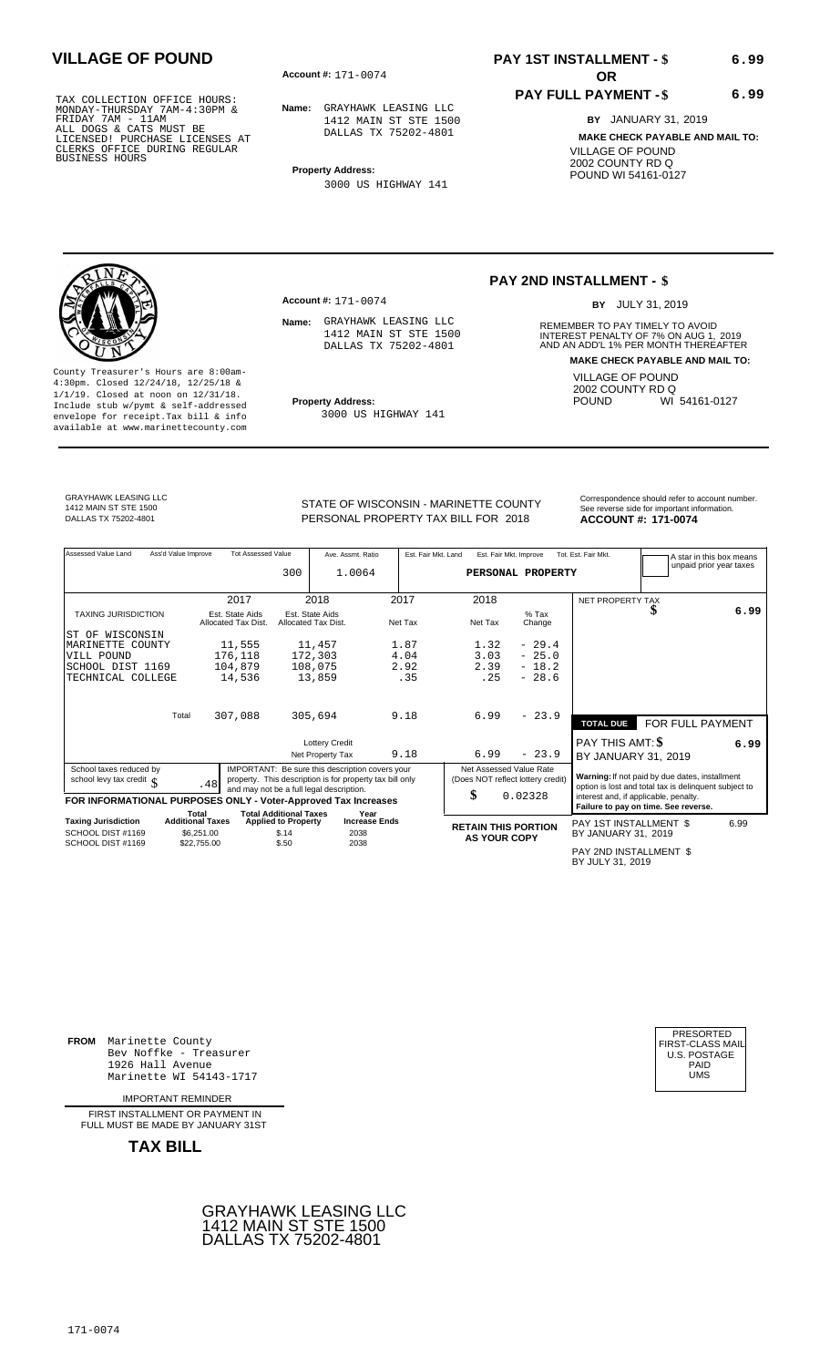# VILLAGE OF POUND

TAX COLLECTION OFFICE HOURS: MONDAY-THURSDAY 7AM-4:30PM & FRIDAY 7AM - 11AM
ALL DOGS & CATS MUST BE LICENSED! PURCHASE LICENSES AT CLERKS OFFICE DURING REGULAR BUSINESS HOURS

**Account #:** 171-0074

**Name:** GRAYHAWK LEASING LLC
1412 MAIN ST STE 1500
DALLAS TX 75202-4801

**Property Address:**
3000 US HIGHWAY 141

**PAY 1ST INSTALLMENT - $ 6.99**

**OR**

**PAY FULL PAYMENT - $ 6.99**

**BY** JANUARY 31, 2019

**MAKE CHECK PAYABLE AND MAIL TO:**
VILLAGE OF POUND
2002 COUNTY RD Q
POUND WI 54161-0127

---

County Treasurer's Hours are 8:00am-4:30pm. Closed 12/24/18, 12/25/18 & 1/1/19. Closed at noon on 12/31/18. Include stub w/pymt & self-addressed envelope for receipt.Tax bill & info available at www.marinettecounty.com

**Account #:** 171-0074

**Name:** GRAYHAWK LEASING LLC
1412 MAIN ST STE 1500
DALLAS TX 75202-4801

**Property Address:**
3000 US HIGHWAY 141

**PAY 2ND INSTALLMENT - $**

**BY** JULY 31, 2019

REMEMBER TO PAY TIMELY TO AVOID INTEREST PENALTY OF 7% ON AUG 1, 2019 AND AN ADD'L 1% PER MONTH THEREAFTER

**MAKE CHECK PAYABLE AND MAIL TO:**
VILLAGE OF POUND
2002 COUNTY RD Q
POUND WI 54161-0127

---

GRAYHAWK LEASING LLC
1412 MAIN ST STE 1500
DALLAS TX 75202-4801

STATE OF WISCONSIN - MARINETTE COUNTY
PERSONAL PROPERTY TAX BILL FOR 2018

Correspondence should refer to account number. See reverse side for important information.
**ACCOUNT #: 171-0074**

| Assessed Value Land | Ass'd Value Improve | Tot Assessed Value | Ave. Assmt. Ratio | Est. Fair Mkt. Land | Est. Fair Mkt. Improve | Tot. Est. Fair Mkt. |
|---|---|---|---|---|---|---|
| | | 300 | 1.0064 | | PERSONAL PROPERTY | |

A star in this box means unpaid prior year taxes

| TAXING JURISDICTION | 2017 Est. State Aids Allocated Tax Dist. | 2018 Est. State Aids Allocated Tax Dist. | 2017 Net Tax | 2018 Net Tax | % Tax Change |
|---|---|---|---|---|---|
| ST OF WISCONSIN | | | | | |
| MARINETTE COUNTY | 11,555 | 11,457 | 1.87 | 1.32 | - 29.4 |
| VILL POUND | 176,118 | 172,303 | 4.04 | 3.03 | - 25.0 |
| SCHOOL DIST 1169 | 104,879 | 108,075 | 2.92 | 2.39 | - 18.2 |
| TECHNICAL COLLEGE | 14,536 | 13,859 | .35 | .25 | - 28.6 |
| Total | 307,088 | 305,694 | 9.18 | 6.99 | - 23.9 |
| Lottery Credit | | | | | |
| Net Property Tax | | | 9.18 | 6.99 | - 23.9 |

NET PROPERTY TAX $ 6.99

**TOTAL DUE** FOR FULL PAYMENT
PAY THIS AMT: $ 6.99
BY JANUARY 31, 2019

School taxes reduced by school levy tax credit $ .48

IMPORTANT: Be sure this description covers your property. This description is for property tax bill only and may not be a full legal description.

Net Assessed Value Rate (Does NOT reflect lottery credit) $ 0.02328

Warning: If not paid by due dates, installment option is lost and total tax is delinquent subject to interest and, if applicable, penalty. Failure to pay on time. See reverse.

**FOR INFORMATIONAL PURPOSES ONLY - Voter-Approved Tax Increases**

| Taxing Jurisdiction | Total Additional Taxes | Total Additional Taxes Applied to Property | Year Increase Ends |
|---|---|---|---|
| SCHOOL DIST #1169 | $6,251.00 | $.14 | 2038 |
| SCHOOL DIST #1169 | $22,755.00 | $.50 | 2038 |

**RETAIN THIS PORTION AS YOUR COPY**

PAY 1ST INSTALLMENT $ 6.99
BY JANUARY 31, 2019

PAY 2ND INSTALLMENT $
BY JULY 31, 2019

---

**FROM** Marinette County
Bev Noffke - Treasurer
1926 Hall Avenue
Marinette WI 54143-1717

IMPORTANT REMINDER

FIRST INSTALLMENT OR PAYMENT IN FULL MUST BE MADE BY JANUARY 31ST

**TAX BILL**

PRESORTED FIRST-CLASS MAIL U.S. POSTAGE PAID UMS

GRAYHAWK LEASING LLC
1412 MAIN ST STE 1500
DALLAS TX 75202-4801

171-0074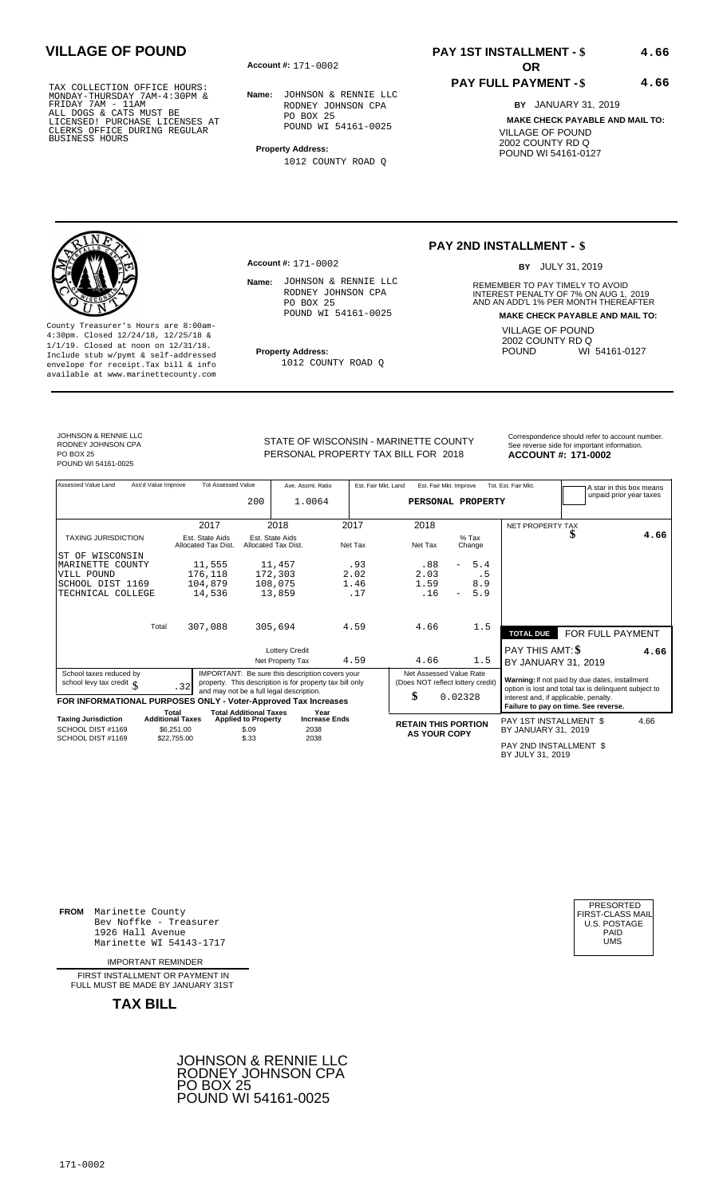## VILLAGE OF POUND

TAX COLLECTION OFFICE HOURS: MONDAY-THURSDAY 7AM-4:30PM & FRIDAY 7AM - 11AM
ALL DOGS & CATS MUST BE LICENSED! PURCHASE LICENSES AT CLERKS OFFICE DURING REGULAR BUSINESS HOURS

**Account #:** 171-0002

**Name:** JOHNSON & RENNIE LLC
RODNEY JOHNSON CPA
PO BOX 25
POUND WI 54161-0025

**Property Address:**
1012 COUNTY ROAD Q

**PAY 1ST INSTALLMENT - $ 4.66**

**OR**

**PAY FULL PAYMENT - $ 4.66**

**BY** JANUARY 31, 2019

**MAKE CHECK PAYABLE AND MAIL TO:**
VILLAGE OF POUND
2002 COUNTY RD Q
POUND WI 54161-0127

---

County Treasurer's Hours are 8:00am-4:30pm. Closed 12/24/18, 12/25/18 & 1/1/19. Closed at noon on 12/31/18. Include stub w/pymt & self-addressed envelope for receipt.Tax bill & info available at www.marinettecounty.com

**Account #:** 171-0002

**Name:** JOHNSON & RENNIE LLC
RODNEY JOHNSON CPA
PO BOX 25
POUND WI 54161-0025

**Property Address:**
1012 COUNTY ROAD Q

**PAY 2ND INSTALLMENT - $**

**BY** JULY 31, 2019

REMEMBER TO PAY TIMELY TO AVOID INTEREST PENALTY OF 7% ON AUG 1, 2019 AND AN ADD'L 1% PER MONTH THEREAFTER

**MAKE CHECK PAYABLE AND MAIL TO:**
VILLAGE OF POUND
2002 COUNTY RD Q
POUND WI 54161-0127

---

JOHNSON & RENNIE LLC
RODNEY JOHNSON CPA
PO BOX 25
POUND WI 54161-0025

STATE OF WISCONSIN - MARINETTE COUNTY
PERSONAL PROPERTY TAX BILL FOR 2018

Correspondence should refer to account number. See reverse side for important information.
**ACCOUNT #: 171-0002**

| Assessed Value Land | Ass'd Value Improve | Tot Assessed Value | Ave. Assmt. Ratio | Est. Fair Mkt. Land | Est. Fair Mkt. Improve | Tot. Est. Fair Mkt. |
|---|---|---|---|---|---|---|
| | | 200 | 1.0064 | PERSONAL PROPERTY | | |

A star in this box means unpaid prior year taxes

| TAXING JURISDICTION | 2017 Est. State Aids Allocated Tax Dist. | 2018 Est. State Aids Allocated Tax Dist. | 2017 Net Tax | 2018 Net Tax | % Tax Change |
|---|---|---|---|---|---|
| ST OF WISCONSIN | | | | | |
| MARINETTE COUNTY | 11,555 | 11,457 | .93 | .88 | - 5.4 |
| VILL POUND | 176,118 | 172,303 | 2.02 | 2.03 | .5 |
| SCHOOL DIST 1169 | 104,879 | 108,075 | 1.46 | 1.59 | 8.9 |
| TECHNICAL COLLEGE | 14,536 | 13,859 | .17 | .16 | - 5.9 |
| Total | 307,088 | 305,694 | 4.59 | 4.66 | 1.5 |
| | | Lottery Credit | | | |
| | | Net Property Tax | 4.59 | 4.66 | 1.5 |

NET PROPERTY TAX $ 4.66

| TOTAL DUE | FOR FULL PAYMENT |
|---|---|
| PAY THIS AMT: $ | 4.66 |
| BY JANUARY 31, 2019 | |

School taxes reduced by school levy tax credit $ .32

IMPORTANT: Be sure this description covers your property. This description is for property tax bill only and may not be a full legal description.

Net Assessed Value Rate (Does NOT reflect lottery credit) $ 0.02328

Warning: If not paid by due dates, installment option is lost and total tax is delinquent subject to interest and, if applicable, penalty. Failure to pay on time. See reverse.

**FOR INFORMATIONAL PURPOSES ONLY - Voter-Approved Tax Increases**

| Taxing Jurisdiction | Total Additional Taxes | Total Additional Taxes Applied to Property | Year Increase Ends |
|---|---|---|---|
| SCHOOL DIST #1169 | $6,251.00 | $.09 | 2038 |
| SCHOOL DIST #1169 | $22,755.00 | $.33 | 2038 |

**RETAIN THIS PORTION AS YOUR COPY**

PAY 1ST INSTALLMENT $ 4.66
BY JANUARY 31, 2019

PAY 2ND INSTALLMENT $
BY JULY 31, 2019

---

**FROM** Marinette County
Bev Noffke - Treasurer
1926 Hall Avenue
Marinette WI 54143-1717

PRESORTED FIRST-CLASS MAIL U.S. POSTAGE PAID UMS

IMPORTANT REMINDER

FIRST INSTALLMENT OR PAYMENT IN FULL MUST BE MADE BY JANUARY 31ST

**TAX BILL**

JOHNSON & RENNIE LLC
RODNEY JOHNSON CPA
PO BOX 25
POUND WI 54161-0025

171-0002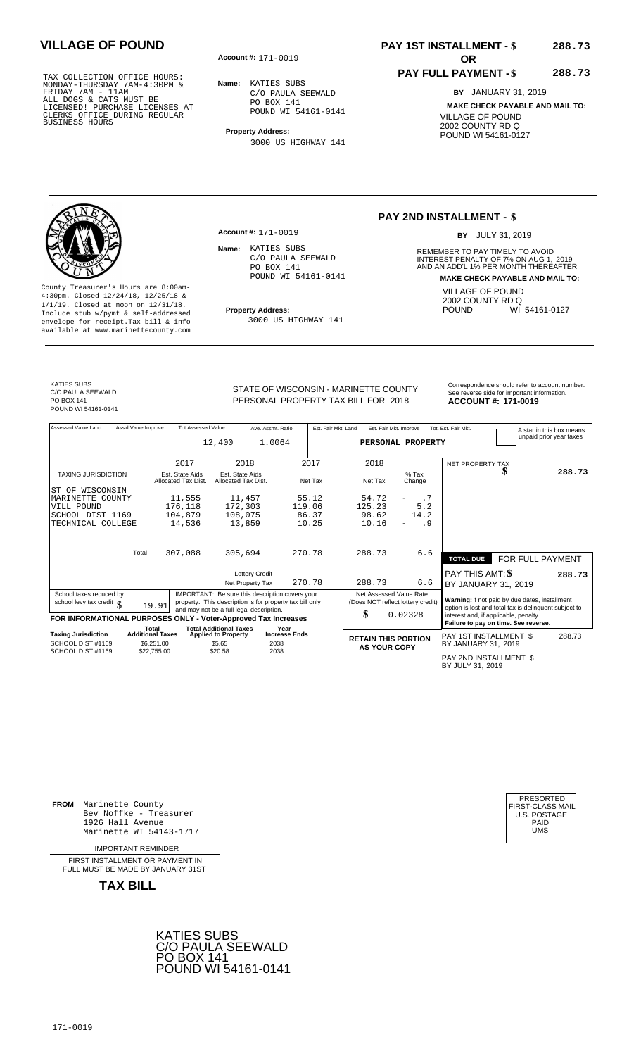# VILLAGE OF POUND

TAX COLLECTION OFFICE HOURS: MONDAY-THURSDAY 7AM-4:30PM & FRIDAY 7AM - 11AM
ALL DOGS & CATS MUST BE LICENSED! PURCHASE LICENSES AT CLERKS OFFICE DURING REGULAR BUSINESS HOURS

**Account #:** 171-0019

**Name:** KATIES SUBS
C/O PAULA SEEWALD
PO BOX 141
POUND WI 54161-0141

**Property Address:**
3000 US HIGHWAY 141

**PAY 1ST INSTALLMENT - $** **288.73**

**OR**

**PAY FULL PAYMENT - $** **288.73**

**BY** JANUARY 31, 2019

**MAKE CHECK PAYABLE AND MAIL TO:**
VILLAGE OF POUND
2002 COUNTY RD Q
POUND WI 54161-0127

---

County Treasurer's Hours are 8:00am-4:30pm. Closed 12/24/18, 12/25/18 & 1/1/19. Closed at noon on 12/31/18. Include stub w/pymt & self-addressed envelope for receipt.Tax bill & info available at www.marinettecounty.com

**Account #:** 171-0019

**Name:** KATIES SUBS
C/O PAULA SEEWALD
PO BOX 141
POUND WI 54161-0141

**Property Address:**
3000 US HIGHWAY 141

## PAY 2ND INSTALLMENT - $

**BY** JULY 31, 2019

REMEMBER TO PAY TIMELY TO AVOID INTEREST PENALTY OF 7% ON AUG 1, 2019 AND AN ADD'L 1% PER MONTH THEREAFTER

**MAKE CHECK PAYABLE AND MAIL TO:**
VILLAGE OF POUND
2002 COUNTY RD Q
POUND WI 54161-0127

---

KATIES SUBS
C/O PAULA SEEWALD
PO BOX 141
POUND WI 54161-0141

STATE OF WISCONSIN - MARINETTE COUNTY
PERSONAL PROPERTY TAX BILL FOR 2018

Correspondence should refer to account number. See reverse side for important information.
**ACCOUNT #: 171-0019**

| Assessed Value Land | Ass'd Value Improve | Tot Assessed Value | Ave. Assmt. Ratio | Est. Fair Mkt. Land | Est. Fair Mkt. Improve | Tot. Est. Fair Mkt. |
|---|---|---|---|---|---|---|
| | | 12,400 | 1.0064 | PERSONAL PROPERTY | | |

A star in this box means unpaid prior year taxes

| TAXING JURISDICTION | 2017 Est. State Aids Allocated Tax Dist. | 2018 Est. State Aids Allocated Tax Dist. | 2017 Net Tax | 2018 Net Tax | % Tax Change |
|---|---|---|---|---|---|
| ST OF WISCONSIN | | | | | |
| MARINETTE COUNTY | 11,555 | 11,457 | 55.12 | 54.72 | - .7 |
| VILL POUND | 176,118 | 172,303 | 119.06 | 125.23 | 5.2 |
| SCHOOL DIST 1169 | 104,879 | 108,075 | 86.37 | 98.62 | 14.2 |
| TECHNICAL COLLEGE | 14,536 | 13,859 | 10.25 | 10.16 | - .9 |
| Total | 307,088 | 305,694 | 270.78 | 288.73 | 6.6 |
| | | Lottery Credit | | | |
| | | Net Property Tax | 270.78 | 288.73 | 6.6 |

NET PROPERTY TAX $ **288.73**

**TOTAL DUE** FOR FULL PAYMENT
PAY THIS AMT: **$** **288.73**
BY JANUARY 31, 2019

School taxes reduced by school levy tax credit $ 19.91

IMPORTANT: Be sure this description covers your property. This description is for property tax bill only and may not be a full legal description.

Net Assessed Value Rate (Does NOT reflect lottery credit) $ 0.02328

**Warning:** If not paid by due dates, installment option is lost and total tax is delinquent subject to interest and, if applicable, penalty.
**Failure to pay on time. See reverse.**

**FOR INFORMATIONAL PURPOSES ONLY - Voter-Approved Tax Increases**

| Taxing Jurisdiction | Total Additional Taxes | Total Additional Taxes Applied to Property | Year Increase Ends |
|---|---|---|---|
| SCHOOL DIST #1169 | $6,251.00 | $5.65 | 2038 |
| SCHOOL DIST #1169 | $22,755.00 | $20.58 | 2038 |

**RETAIN THIS PORTION AS YOUR COPY**

PAY 1ST INSTALLMENT $ 288.73
BY JANUARY 31, 2019

PAY 2ND INSTALLMENT $
BY JULY 31, 2019

---

**FROM** Marinette County
Bev Noffke - Treasurer
1926 Hall Avenue
Marinette WI 54143-1717

IMPORTANT REMINDER

FIRST INSTALLMENT OR PAYMENT IN FULL MUST BE MADE BY JANUARY 31ST

**TAX BILL**

PRESORTED FIRST-CLASS MAIL U.S. POSTAGE PAID UMS

KATIES SUBS
C/O PAULA SEEWALD
PO BOX 141
POUND WI 54161-0141

171-0019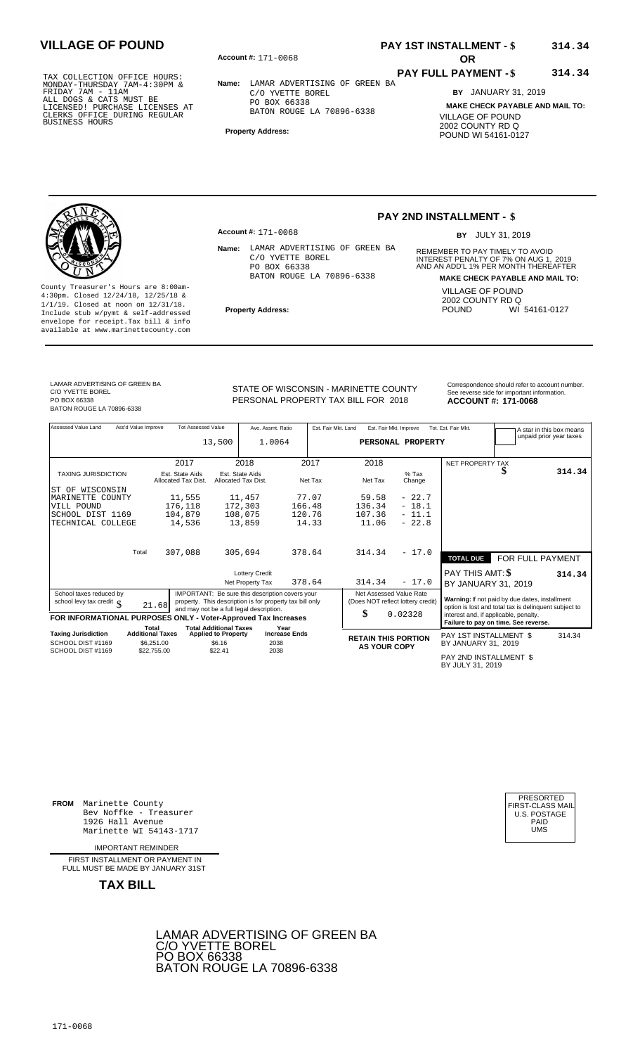# VILLAGE OF POUND

TAX COLLECTION OFFICE HOURS:
MONDAY-THURSDAY 7AM-4:30PM &
FRIDAY 7AM - 11AM
ALL DOGS & CATS MUST BE
LICENSED! PURCHASE LICENSES AT
CLERKS OFFICE DURING REGULAR
BUSINESS HOURS

**Account #:** 171-0068

**Name:** LAMAR ADVERTISING OF GREEN BA
C/O YVETTE BOREL
PO BOX 66338
BATON ROUGE LA 70896-6338

**Property Address:**

**PAY 1ST INSTALLMENT - $ 314.34**

**OR**

**PAY FULL PAYMENT - $ 314.34**

**BY** JANUARY 31, 2019

**MAKE CHECK PAYABLE AND MAIL TO:**
VILLAGE OF POUND
2002 COUNTY RD Q
POUND WI 54161-0127

---

County Treasurer's Hours are 8:00am-4:30pm. Closed 12/24/18, 12/25/18 & 1/1/19. Closed at noon on 12/31/18. Include stub w/pymt & self-addressed envelope for receipt.Tax bill & info available at www.marinettecounty.com

**Account #:** 171-0068

**Name:** LAMAR ADVERTISING OF GREEN BA
C/O YVETTE BOREL
PO BOX 66338
BATON ROUGE LA 70896-6338

**Property Address:**

**PAY 2ND INSTALLMENT - $**

**BY** JULY 31, 2019

REMEMBER TO PAY TIMELY TO AVOID INTEREST PENALTY OF 7% ON AUG 1, 2019 AND AN ADD'L 1% PER MONTH THEREAFTER

**MAKE CHECK PAYABLE AND MAIL TO:**
VILLAGE OF POUND
2002 COUNTY RD Q
POUND WI 54161-0127

---

LAMAR ADVERTISING OF GREEN BA
C/O YVETTE BOREL
PO BOX 66338
BATON ROUGE LA 70896-6338

STATE OF WISCONSIN - MARINETTE COUNTY
PERSONAL PROPERTY TAX BILL FOR 2018

Correspondence should refer to account number. See reverse side for important information.
**ACCOUNT #: 171-0068**

| Assessed Value Land | Ass'd Value Improve | Tot Assessed Value | Ave. Assmt. Ratio | Est. Fair Mkt. Land | Est. Fair Mkt. Improve | Tot. Est. Fair Mkt. |
|---|---|---|---|---|---|---|
| | | 13,500 | 1.0064 | PERSONAL PROPERTY | | |

A star in this box means unpaid prior year taxes

| TAXING JURISDICTION | 2017 Est. State Aids Allocated Tax Dist. | 2018 Est. State Aids Allocated Tax Dist. | 2017 Net Tax | 2018 Net Tax | % Tax Change |
|---|---|---|---|---|---|
| ST OF WISCONSIN | | | | | |
| MARINETTE COUNTY | 11,555 | 11,457 | 77.07 | 59.58 | - 22.7 |
| VILL POUND | 176,118 | 172,303 | 166.48 | 136.34 | - 18.1 |
| SCHOOL DIST 1169 | 104,879 | 108,075 | 120.76 | 107.36 | - 11.1 |
| TECHNICAL COLLEGE | 14,536 | 13,859 | 14.33 | 11.06 | - 22.8 |
| Total | 307,088 | 305,694 | 378.64 | 314.34 | - 17.0 |
| | | Lottery Credit | | | |
| | | Net Property Tax | 378.64 | 314.34 | - 17.0 |

NET PROPERTY TAX $ 314.34

TOTAL DUE — FOR FULL PAYMENT
PAY THIS AMT: $ 314.34
BY JANUARY 31, 2019

School taxes reduced by school levy tax credit $ 21.68

IMPORTANT: Be sure this description covers your property. This description is for property tax bill only and may not be a full legal description.

Net Assessed Value Rate (Does NOT reflect lottery credit) $ 0.02328

Warning: If not paid by due dates, installment option is lost and total tax is delinquent subject to interest and, if applicable, penalty. Failure to pay on time. See reverse.

**FOR INFORMATIONAL PURPOSES ONLY - Voter-Approved Tax Increases**

| Taxing Jurisdiction | Total Additional Taxes | Total Additional Taxes Applied to Property | Year Increase Ends |
|---|---|---|---|
| SCHOOL DIST #1169 | $6,251.00 | $6.16 | 2038 |
| SCHOOL DIST #1169 | $22,755.00 | $22.41 | 2038 |

**RETAIN THIS PORTION AS YOUR COPY**

PAY 1ST INSTALLMENT $ 314.34
BY JANUARY 31, 2019

PAY 2ND INSTALLMENT $
BY JULY 31, 2019

---

**FROM** Marinette County
Bev Noffke - Treasurer
1926 Hall Avenue
Marinette WI 54143-1717

IMPORTANT REMINDER

FIRST INSTALLMENT OR PAYMENT IN FULL MUST BE MADE BY JANUARY 31ST

**TAX BILL**

PRESORTED
FIRST-CLASS MAIL
U.S. POSTAGE
PAID
UMS

LAMAR ADVERTISING OF GREEN BA
C/O YVETTE BOREL
PO BOX 66338
BATON ROUGE LA 70896-6338

171-0068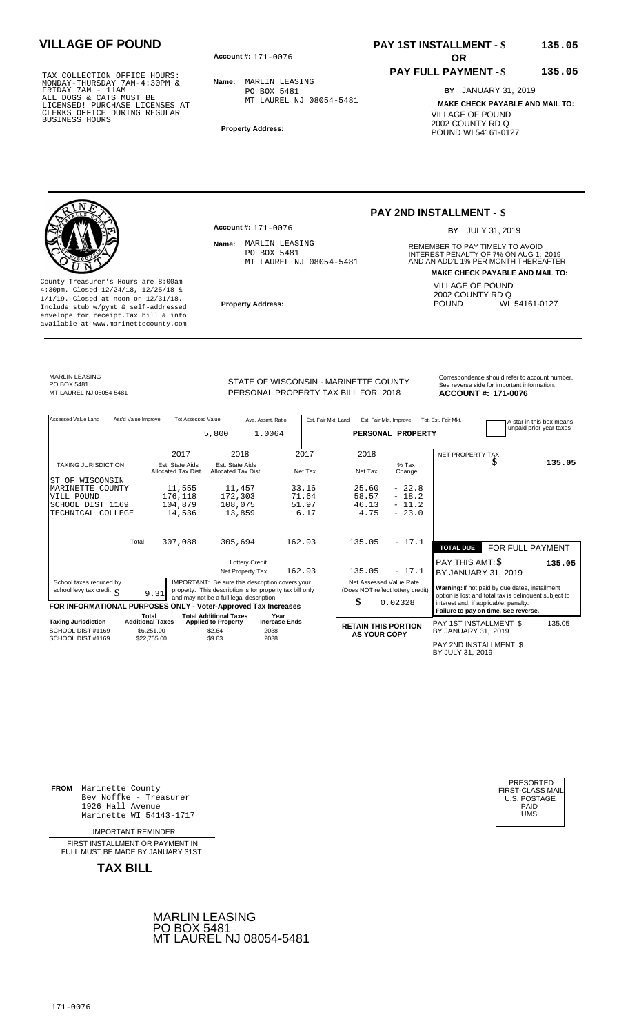# VILLAGE OF POUND

TAX COLLECTION OFFICE HOURS:
MONDAY-THURSDAY 7AM-4:30PM &
FRIDAY 7AM - 11AM
ALL DOGS & CATS MUST BE
LICENSED! PURCHASE LICENSES AT
CLERKS OFFICE DURING REGULAR
BUSINESS HOURS

**Account #:** 171-0076

**Name:** MARLIN LEASING
PO BOX 5481
MT LAUREL NJ 08054-5481

**Property Address:**

**PAY 1ST INSTALLMENT - $** 135.05

**OR**

**PAY FULL PAYMENT - $** 135.05

**BY** JANUARY 31, 2019

**MAKE CHECK PAYABLE AND MAIL TO:**
VILLAGE OF POUND
2002 COUNTY RD Q
POUND WI 54161-0127

---

County Treasurer's Hours are 8:00am-4:30pm. Closed 12/24/18, 12/25/18 & 1/1/19. Closed at noon on 12/31/18. Include stub w/pymt & self-addressed envelope for receipt.Tax bill & info available at www.marinettecounty.com

**Account #:** 171-0076

**Name:** MARLIN LEASING
PO BOX 5481
MT LAUREL NJ 08054-5481

**Property Address:**

**PAY 2ND INSTALLMENT - $**

**BY** JULY 31, 2019

REMEMBER TO PAY TIMELY TO AVOID INTEREST PENALTY OF 7% ON AUG 1, 2019 AND AN ADD'L 1% PER MONTH THEREAFTER

**MAKE CHECK PAYABLE AND MAIL TO:**
VILLAGE OF POUND
2002 COUNTY RD Q
POUND WI 54161-0127

---

MARLIN LEASING
PO BOX 5481
MT LAUREL NJ 08054-5481

STATE OF WISCONSIN - MARINETTE COUNTY
PERSONAL PROPERTY TAX BILL FOR 2018

Correspondence should refer to account number. See reverse side for important information.
**ACCOUNT #: 171-0076**

| Assessed Value Land | Ass'd Value Improve | Tot Assessed Value | Ave. Assmt. Ratio | Est. Fair Mkt. Land | Est. Fair Mkt. Improve | Tot. Est. Fair Mkt. |
|---|---|---|---|---|---|---|
| | | 5,800 | 1.0064 | | PERSONAL PROPERTY | |

A star in this box means unpaid prior year taxes

| TAXING JURISDICTION | 2017 Est. State Aids Allocated Tax Dist. | 2018 Est. State Aids Allocated Tax Dist. | 2017 Net Tax | 2018 Net Tax | % Tax Change |
|---|---|---|---|---|---|
| ST OF WISCONSIN | | | | | |
| MARINETTE COUNTY | 11,555 | 11,457 | 33.16 | 25.60 | - 22.8 |
| VILL POUND | 176,118 | 172,303 | 71.64 | 58.57 | - 18.2 |
| SCHOOL DIST 1169 | 104,879 | 108,075 | 51.97 | 46.13 | - 11.2 |
| TECHNICAL COLLEGE | 14,536 | 13,859 | 6.17 | 4.75 | - 23.0 |
| Total | 307,088 | 305,694 | 162.93 | 135.05 | - 17.1 |
| | | Lottery Credit | | | |
| | | Net Property Tax | 162.93 | 135.05 | - 17.1 |

NET PROPERTY TAX $ 135.05

**TOTAL DUE** FOR FULL PAYMENT

PAY THIS AMT: $ 135.05
BY JANUARY 31, 2019

School taxes reduced by school levy tax credit $ 9.31

IMPORTANT: Be sure this description covers your property. This description is for property tax bill only and may not be a full legal description.

Net Assessed Value Rate (Does NOT reflect lottery credit) $ 0.02328

**Warning:** If not paid by due dates, installment option is lost and total tax is delinquent subject to interest and, if applicable, penalty.
**Failure to pay on time. See reverse.**

**FOR INFORMATIONAL PURPOSES ONLY - Voter-Approved Tax Increases**

| Taxing Jurisdiction | Total Additional Taxes | Total Additional Taxes Applied to Property | Year Increase Ends |
|---|---|---|---|
| SCHOOL DIST #1169 | $6,251.00 | $2.64 | 2038 |
| SCHOOL DIST #1169 | $22,755.00 | $9.63 | 2038 |

**RETAIN THIS PORTION AS YOUR COPY**

PAY 1ST INSTALLMENT $ 135.05
BY JANUARY 31, 2019

PAY 2ND INSTALLMENT $
BY JULY 31, 2019

---

**FROM** Marinette County
Bev Noffke - Treasurer
1926 Hall Avenue
Marinette WI 54143-1717

IMPORTANT REMINDER

FIRST INSTALLMENT OR PAYMENT IN FULL MUST BE MADE BY JANUARY 31ST

**TAX BILL**

PRESORTED
FIRST-CLASS MAIL
U.S. POSTAGE
PAID
UMS

MARLIN LEASING
PO BOX 5481
MT LAUREL NJ 08054-5481

171-0076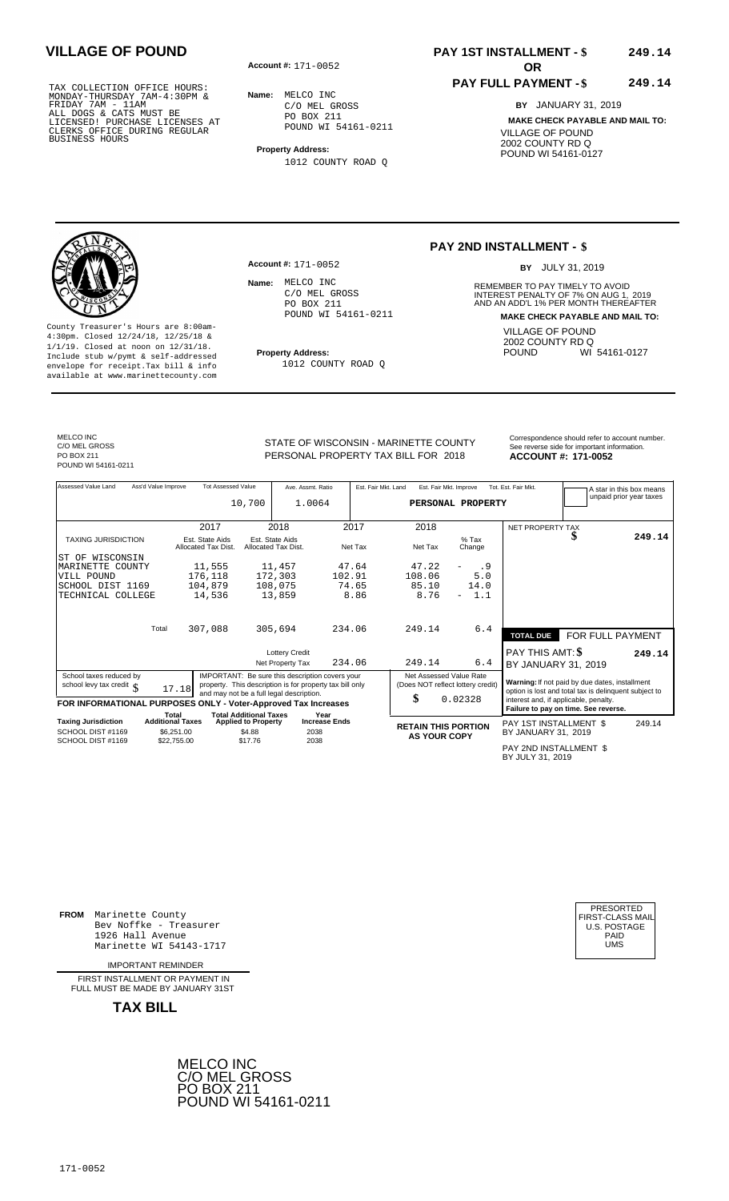## VILLAGE OF POUND

TAX COLLECTION OFFICE HOURS:
MONDAY-THURSDAY 7AM-4:30PM &
FRIDAY 7AM - 11AM
ALL DOGS & CATS MUST BE
LICENSED! PURCHASE LICENSES AT
CLERKS OFFICE DURING REGULAR
BUSINESS HOURS

**Account #:** 171-0052

**Name:** MELCO INC
C/O MEL GROSS
PO BOX 211
POUND WI 54161-0211

**Property Address:**
1012 COUNTY ROAD Q

**PAY 1ST INSTALLMENT - $** 249.14
**OR**
**PAY FULL PAYMENT - $** 249.14

**BY** JANUARY 31, 2019

**MAKE CHECK PAYABLE AND MAIL TO:**
VILLAGE OF POUND
2002 COUNTY RD Q
POUND WI 54161-0127

---

County Treasurer's Hours are 8:00am-4:30pm. Closed 12/24/18, 12/25/18 & 1/1/19. Closed at noon on 12/31/18. Include stub w/pymt & self-addressed envelope for receipt.Tax bill & info available at www.marinettecounty.com

**Account #:** 171-0052

**Name:** MELCO INC
C/O MEL GROSS
PO BOX 211
POUND WI 54161-0211

**Property Address:**
1012 COUNTY ROAD Q

**PAY 2ND INSTALLMENT - $**

**BY** JULY 31, 2019

REMEMBER TO PAY TIMELY TO AVOID INTEREST PENALTY OF 7% ON AUG 1, 2019 AND AN ADD'L 1% PER MONTH THEREAFTER

**MAKE CHECK PAYABLE AND MAIL TO:**
VILLAGE OF POUND
2002 COUNTY RD Q
POUND WI 54161-0127

---

MELCO INC
C/O MEL GROSS
PO BOX 211
POUND WI 54161-0211

STATE OF WISCONSIN - MARINETTE COUNTY
PERSONAL PROPERTY TAX BILL FOR 2018

Correspondence should refer to account number. See reverse side for important information.
**ACCOUNT #: 171-0052**

| Assessed Value Land | Ass'd Value Improve | Tot Assessed Value | Ave. Assmt. Ratio | Est. Fair Mkt. Land | Est. Fair Mkt. Improve | Tot. Est. Fair Mkt. |
|---|---|---|---|---|---|---|
| | | 10,700 | 1.0064 | | PERSONAL PROPERTY | |

A star in this box means unpaid prior year taxes

| TAXING JURISDICTION | 2017 Est. State Aids Allocated Tax Dist. | 2018 Est. State Aids Allocated Tax Dist. | 2017 Net Tax | 2018 Net Tax | % Tax Change |
|---|---|---|---|---|---|
| ST OF WISCONSIN | | | | | |
| MARINETTE COUNTY | 11,555 | 11,457 | 47.64 | 47.22 | - .9 |
| VILL POUND | 176,118 | 172,303 | 102.91 | 108.06 | 5.0 |
| SCHOOL DIST 1169 | 104,879 | 108,075 | 74.65 | 85.10 | 14.0 |
| TECHNICAL COLLEGE | 14,536 | 13,859 | 8.86 | 8.76 | - 1.1 |
| Total | 307,088 | 305,694 | 234.06 | 249.14 | 6.4 |
| | | Lottery Credit | | | |
| | | Net Property Tax | 234.06 | 249.14 | 6.4 |

NET PROPERTY TAX $ 249.14

TOTAL DUE — FOR FULL PAYMENT
PAY THIS AMT: $ 249.14
BY JANUARY 31, 2019

School taxes reduced by school levy tax credit $ 17.18

IMPORTANT: Be sure this description covers your property. This description is for property tax bill only and may not be a full legal description.

Net Assessed Value Rate (Does NOT reflect lottery credit) $ 0.02328

**Warning:** If not paid by due dates, installment option is lost and total tax is delinquent subject to interest and, if applicable, penalty.
**Failure to pay on time. See reverse.**

**FOR INFORMATIONAL PURPOSES ONLY - Voter-Approved Tax Increases**

| Taxing Jurisdiction | Total Additional Taxes | Total Additional Taxes Applied to Property | Year Increase Ends |
|---|---|---|---|
| SCHOOL DIST #1169 | $6,251.00 | $4.88 | 2038 |
| SCHOOL DIST #1169 | $22,755.00 | $17.76 | 2038 |

**RETAIN THIS PORTION AS YOUR COPY**

PAY 1ST INSTALLMENT $ 249.14
BY JANUARY 31, 2019

PAY 2ND INSTALLMENT $
BY JULY 31, 2019

---

**FROM** Marinette County
Bev Noffke - Treasurer
1926 Hall Avenue
Marinette WI 54143-1717

IMPORTANT REMINDER

FIRST INSTALLMENT OR PAYMENT IN FULL MUST BE MADE BY JANUARY 31ST

**TAX BILL**

PRESORTED
FIRST-CLASS MAIL
U.S. POSTAGE
PAID
UMS

MELCO INC
C/O MEL GROSS
PO BOX 211
POUND WI 54161-0211

171-0052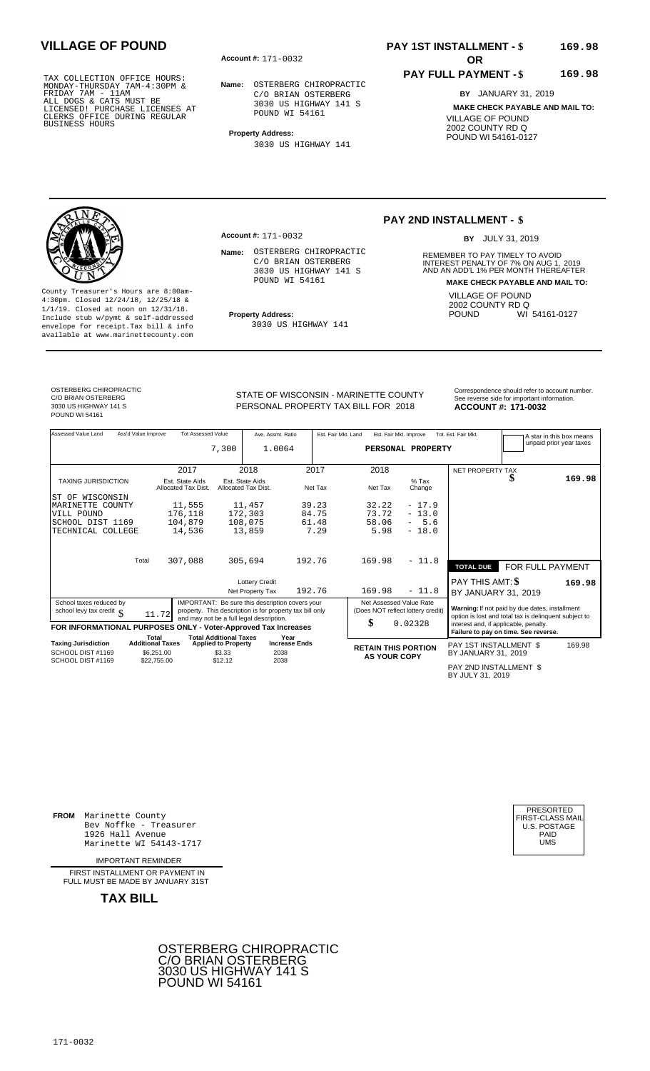# VILLAGE OF POUND

TAX COLLECTION OFFICE HOURS:
MONDAY-THURSDAY 7AM-4:30PM &
FRIDAY 7AM - 11AM
ALL DOGS & CATS MUST BE
LICENSED! PURCHASE LICENSES AT
CLERKS OFFICE DURING REGULAR
BUSINESS HOURS

**Account #:** 171-0032

**Name:** OSTERBERG CHIROPRACTIC
C/O BRIAN OSTERBERG
3030 US HIGHWAY 141 S
POUND WI 54161

**Property Address:**
3030 US HIGHWAY 141

**PAY 1ST INSTALLMENT - $** 169.98

**OR**

**PAY FULL PAYMENT - $** 169.98

**BY** JANUARY 31, 2019

**MAKE CHECK PAYABLE AND MAIL TO:**
VILLAGE OF POUND
2002 COUNTY RD Q
POUND WI 54161-0127

---

County Treasurer's Hours are 8:00am-4:30pm. Closed 12/24/18, 12/25/18 & 1/1/19. Closed at noon on 12/31/18. Include stub w/pymt & self-addressed envelope for receipt.Tax bill & info available at www.marinettecounty.com

**Account #:** 171-0032

**Name:** OSTERBERG CHIROPRACTIC
C/O BRIAN OSTERBERG
3030 US HIGHWAY 141 S
POUND WI 54161

**Property Address:**
3030 US HIGHWAY 141

## PAY 2ND INSTALLMENT - $

**BY** JULY 31, 2019

REMEMBER TO PAY TIMELY TO AVOID INTEREST PENALTY OF 7% ON AUG 1, 2019 AND AN ADD'L 1% PER MONTH THEREAFTER

**MAKE CHECK PAYABLE AND MAIL TO:**
VILLAGE OF POUND
2002 COUNTY RD Q
POUND WI 54161-0127

---

OSTERBERG CHIROPRACTIC
C/O BRIAN OSTERBERG
3030 US HIGHWAY 141 S
POUND WI 54161

STATE OF WISCONSIN - MARINETTE COUNTY
PERSONAL PROPERTY TAX BILL FOR 2018

Correspondence should refer to account number. See reverse side for important information.
**ACCOUNT #: 171-0032**

| Assessed Value Land | Ass'd Value Improve | Tot Assessed Value | Ave. Assmt. Ratio | Est. Fair Mkt. Land | Est. Fair Mkt. Improve | Tot. Est. Fair Mkt. |
|---|---|---|---|---|---|---|
| | | 7,300 | 1.0064 | PERSONAL PROPERTY | | |

A star in this box means unpaid prior year taxes

| TAXING JURISDICTION | 2017 Est. State Aids Allocated Tax Dist. | 2018 Est. State Aids Allocated Tax Dist. | 2017 Net Tax | 2018 Net Tax | % Tax Change |
|---|---|---|---|---|---|
| ST OF WISCONSIN | | | | | |
| MARINETTE COUNTY | 11,555 | 11,457 | 39.23 | 32.22 | - 17.9 |
| VILL POUND | 176,118 | 172,303 | 84.75 | 73.72 | - 13.0 |
| SCHOOL DIST 1169 | 104,879 | 108,075 | 61.48 | 58.06 | - 5.6 |
| TECHNICAL COLLEGE | 14,536 | 13,859 | 7.29 | 5.98 | - 18.0 |
| Total | 307,088 | 305,694 | 192.76 | 169.98 | - 11.8 |
| | | Lottery Credit | | | |
| | | Net Property Tax | 192.76 | 169.98 | - 11.8 |

NET PROPERTY TAX $ 169.98

**TOTAL DUE** FOR FULL PAYMENT
PAY THIS AMT: $ 169.98
BY JANUARY 31, 2019

School taxes reduced by school levy tax credit $ 11.72

IMPORTANT: Be sure this description covers your property. This description is for property tax bill only and may not be a full legal description.

Net Assessed Value Rate (Does NOT reflect lottery credit) $ 0.02328

**Warning:** If not paid by due dates, installment option is lost and total tax is delinquent subject to interest and, if applicable, penalty. **Failure to pay on time. See reverse.**

**FOR INFORMATIONAL PURPOSES ONLY - Voter-Approved Tax Increases**

| Taxing Jurisdiction | Total Additional Taxes | Total Additional Taxes Applied to Property | Year Increase Ends |
|---|---|---|---|
| SCHOOL DIST #1169 | $6,251.00 | $3.33 | 2038 |
| SCHOOL DIST #1169 | $22,755.00 | $12.12 | 2038 |

**RETAIN THIS PORTION AS YOUR COPY**

PAY 1ST INSTALLMENT $ 169.98
BY JANUARY 31, 2019

PAY 2ND INSTALLMENT $
BY JULY 31, 2019

---

**FROM** Marinette County
Bev Noffke - Treasurer
1926 Hall Avenue
Marinette WI 54143-1717

IMPORTANT REMINDER

FIRST INSTALLMENT OR PAYMENT IN FULL MUST BE MADE BY JANUARY 31ST

**TAX BILL**

PRESORTED
FIRST-CLASS MAIL
U.S. POSTAGE
PAID
UMS

OSTERBERG CHIROPRACTIC
C/O BRIAN OSTERBERG
3030 US HIGHWAY 141 S
POUND WI 54161

171-0032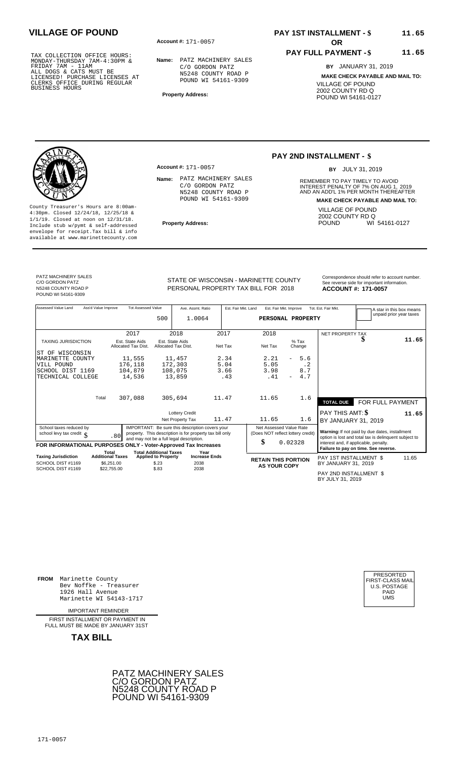# VILLAGE OF POUND

TAX COLLECTION OFFICE HOURS:
MONDAY-THURSDAY 7AM-4:30PM &
FRIDAY 7AM - 11AM
ALL DOGS & CATS MUST BE
LICENSED! PURCHASE LICENSES AT
CLERKS OFFICE DURING REGULAR
BUSINESS HOURS

**Account #:** 171-0057

**Name:** PATZ MACHINERY SALES
C/O GORDON PATZ
N5248 COUNTY ROAD P
POUND WI 54161-9309

**Property Address:**

**PAY 1ST INSTALLMENT - $** 11.65

**OR**

**PAY FULL PAYMENT - $** 11.65

**BY** JANUARY 31, 2019

**MAKE CHECK PAYABLE AND MAIL TO:**
VILLAGE OF POUND
2002 COUNTY RD Q
POUND WI 54161-0127

---

County Treasurer's Hours are 8:00am-4:30pm. Closed 12/24/18, 12/25/18 & 1/1/19. Closed at noon on 12/31/18. Include stub w/pymt & self-addressed envelope for receipt.Tax bill & info available at www.marinettecounty.com

**Account #:** 171-0057

**Name:** PATZ MACHINERY SALES
C/O GORDON PATZ
N5248 COUNTY ROAD P
POUND WI 54161-9309

**Property Address:**

**PAY 2ND INSTALLMENT - $**

**BY** JULY 31, 2019

REMEMBER TO PAY TIMELY TO AVOID INTEREST PENALTY OF 7% ON AUG 1, 2019 AND AN ADD'L 1% PER MONTH THEREAFTER

**MAKE CHECK PAYABLE AND MAIL TO:**
VILLAGE OF POUND
2002 COUNTY RD Q
POUND WI 54161-0127

---

PATZ MACHINERY SALES
C/O GORDON PATZ
N5248 COUNTY ROAD P
POUND WI 54161-9309

STATE OF WISCONSIN - MARINETTE COUNTY
PERSONAL PROPERTY TAX BILL FOR 2018

Correspondence should refer to account number. See reverse side for important information.
**ACCOUNT #: 171-0057**

| Assessed Value Land | Ass'd Value Improve | Tot Assessed Value | Ave. Assmt. Ratio | Est. Fair Mkt. Land | Est. Fair Mkt. Improve | Tot. Est. Fair Mkt. | A star in this box means unpaid prior year taxes |
|---|---|---|---|---|---|---|---|
| | | 500 | 1.0064 | | PERSONAL PROPERTY | | |

| TAXING JURISDICTION | 2017 Est. State Aids Allocated Tax Dist. | 2018 Est. State Aids Allocated Tax Dist. | 2017 Net Tax | 2018 Net Tax | % Tax Change |
|---|---|---|---|---|---|
| ST OF WISCONSIN | | | | | |
| MARINETTE COUNTY | 11,555 | 11,457 | 2.34 | 2.21 | - 5.6 |
| VILL POUND | 176,118 | 172,303 | 5.04 | 5.05 | .2 |
| SCHOOL DIST 1169 | 104,879 | 108,075 | 3.66 | 3.98 | 8.7 |
| TECHNICAL COLLEGE | 14,536 | 13,859 | .43 | .41 | - 4.7 |
| Total | 307,088 | 305,694 | 11.47 | 11.65 | 1.6 |
| Lottery Credit | | | | | |
| Net Property Tax | | | 11.47 | 11.65 | 1.6 |

NET PROPERTY TAX $ 11.65

TOTAL DUE — FOR FULL PAYMENT
PAY THIS AMT: $ 11.65
BY JANUARY 31, 2019

School taxes reduced by school levy tax credit $ .80

IMPORTANT: Be sure this description covers your property. This description is for property tax bill only and may not be a full legal description.

Net Assessed Value Rate (Does NOT reflect lottery credit) $ 0.02328

Warning: If not paid by due dates, installment option is lost and total tax is delinquent subject to interest and, if applicable, penalty. Failure to pay on time. See reverse.

**FOR INFORMATIONAL PURPOSES ONLY - Voter-Approved Tax Increases**

| Taxing Jurisdiction | Total Additional Taxes | Total Additional Taxes Applied to Property | Year Increase Ends |
|---|---|---|---|
| SCHOOL DIST #1169 | $6,251.00 | $.23 | 2038 |
| SCHOOL DIST #1169 | $22,755.00 | $.83 | 2038 |

**RETAIN THIS PORTION AS YOUR COPY**

PAY 1ST INSTALLMENT $ 11.65
BY JANUARY 31, 2019

PAY 2ND INSTALLMENT $
BY JULY 31, 2019

---

**FROM** Marinette County
Bev Noffke - Treasurer
1926 Hall Avenue
Marinette WI 54143-1717

IMPORTANT REMINDER

FIRST INSTALLMENT OR PAYMENT IN FULL MUST BE MADE BY JANUARY 31ST

**TAX BILL**

PRESORTED
FIRST-CLASS MAIL
U.S. POSTAGE
PAID
UMS

PATZ MACHINERY SALES
C/O GORDON PATZ
N5248 COUNTY ROAD P
POUND WI 54161-9309

171-0057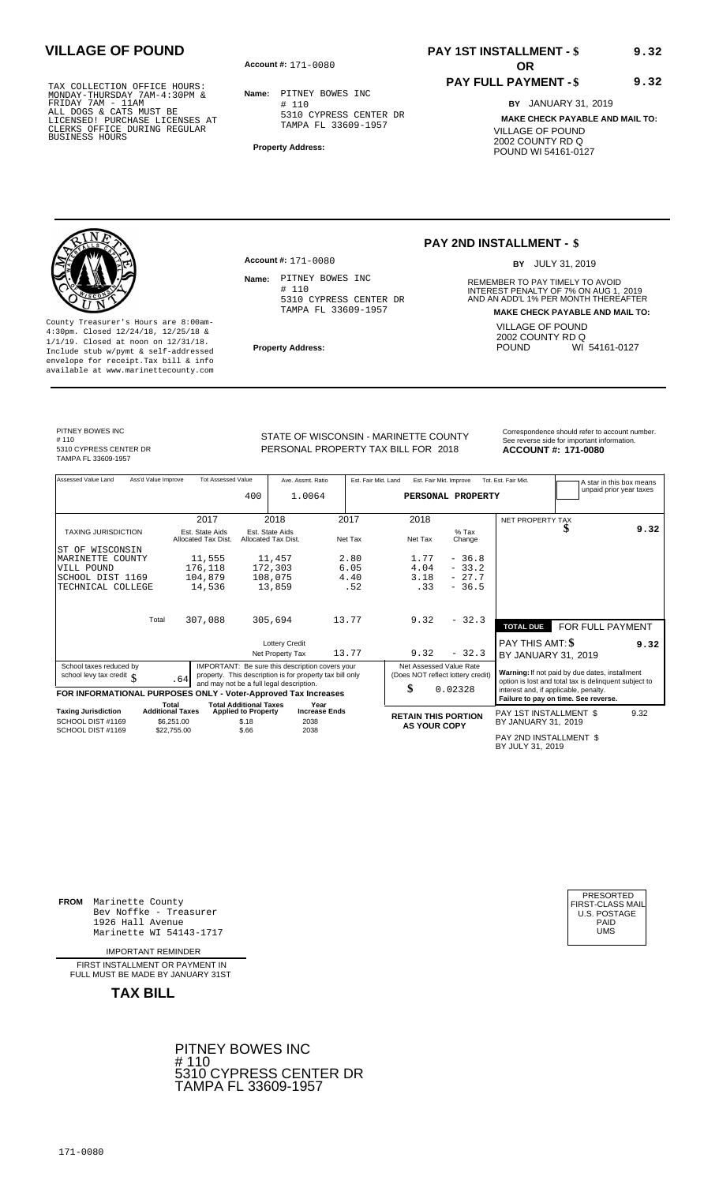# VILLAGE OF POUND

TAX COLLECTION OFFICE HOURS:
MONDAY-THURSDAY 7AM-4:30PM &
FRIDAY 7AM - 11AM
ALL DOGS & CATS MUST BE
LICENSED! PURCHASE LICENSES AT
CLERKS OFFICE DURING REGULAR
BUSINESS HOURS

**Account #:** 171-0080

**Name:** PITNEY BOWES INC
# 110
5310 CYPRESS CENTER DR
TAMPA FL 33609-1957

**Property Address:**

**PAY 1ST INSTALLMENT - $** **9.32**

**OR**

**PAY FULL PAYMENT - $** **9.32**

**BY** JANUARY 31, 2019

**MAKE CHECK PAYABLE AND MAIL TO:**
VILLAGE OF POUND
2002 COUNTY RD Q
POUND WI 54161-0127

---

County Treasurer's Hours are 8:00am-4:30pm. Closed 12/24/18, 12/25/18 & 1/1/19. Closed at noon on 12/31/18. Include stub w/pymt & self-addressed envelope for receipt.Tax bill & info available at www.marinettecounty.com

**Account #:** 171-0080

**Name:** PITNEY BOWES INC
# 110
5310 CYPRESS CENTER DR
TAMPA FL 33609-1957

**Property Address:**

**PAY 2ND INSTALLMENT - $**

**BY** JULY 31, 2019

REMEMBER TO PAY TIMELY TO AVOID INTEREST PENALTY OF 7% ON AUG 1, 2019 AND AN ADD'L 1% PER MONTH THEREAFTER

**MAKE CHECK PAYABLE AND MAIL TO:**
VILLAGE OF POUND
2002 COUNTY RD Q
POUND WI 54161-0127

---

PITNEY BOWES INC
# 110
5310 CYPRESS CENTER DR
TAMPA FL 33609-1957

STATE OF WISCONSIN - MARINETTE COUNTY
PERSONAL PROPERTY TAX BILL FOR 2018

Correspondence should refer to account number. See reverse side for important information.
**ACCOUNT #: 171-0080**

| Assessed Value Land | Ass'd Value Improve | Tot Assessed Value | Ave. Assmt. Ratio | Est. Fair Mkt. Land | Est. Fair Mkt. Improve | Tot. Est. Fair Mkt. |
|---|---|---|---|---|---|---|
| | | 400 | 1.0064 | | PERSONAL PROPERTY | |

A star in this box means unpaid prior year taxes

| TAXING JURISDICTION | 2017 Est. State Aids Allocated Tax Dist. | 2018 Est. State Aids Allocated Tax Dist. | 2017 Net Tax | 2018 Net Tax | % Tax Change |
|---|---|---|---|---|---|
| ST OF WISCONSIN | | | | | |
| MARINETTE COUNTY | 11,555 | 11,457 | 2.80 | 1.77 | - 36.8 |
| VILL POUND | 176,118 | 172,303 | 6.05 | 4.04 | - 33.2 |
| SCHOOL DIST 1169 | 104,879 | 108,075 | 4.40 | 3.18 | - 27.7 |
| TECHNICAL COLLEGE | 14,536 | 13,859 | .52 | .33 | - 36.5 |
| Total | 307,088 | 305,694 | 13.77 | 9.32 | - 32.3 |
| | | Lottery Credit | | | |
| | | Net Property Tax | 13.77 | 9.32 | - 32.3 |

NET PROPERTY TAX $ **9.32**

| TOTAL DUE | FOR FULL PAYMENT |
|---|---|
| PAY THIS AMT: $ | **9.32** |
| BY JANUARY 31, 2019 | |

School taxes reduced by school levy tax credit $ .64

IMPORTANT: Be sure this description covers your property. This description is for property tax bill only and may not be a full legal description.

Net Assessed Value Rate (Does NOT reflect lottery credit) $ 0.02328

**Warning:** If not paid by due dates, installment option is lost and total tax is delinquent subject to interest and, if applicable, penalty. **Failure to pay on time. See reverse.**

**FOR INFORMATIONAL PURPOSES ONLY - Voter-Approved Tax Increases**

| Taxing Jurisdiction | Total Additional Taxes | Total Additional Taxes Applied to Property | Year Increase Ends |
|---|---|---|---|
| SCHOOL DIST #1169 | $6,251.00 | $.18 | 2038 |
| SCHOOL DIST #1169 | $22,755.00 | $.66 | 2038 |

**RETAIN THIS PORTION AS YOUR COPY**

PAY 1ST INSTALLMENT $ 9.32
BY JANUARY 31, 2019

PAY 2ND INSTALLMENT $
BY JULY 31, 2019

---

**FROM** Marinette County
Bev Noffke - Treasurer
1926 Hall Avenue
Marinette WI 54143-1717

IMPORTANT REMINDER

FIRST INSTALLMENT OR PAYMENT IN FULL MUST BE MADE BY JANUARY 31ST

**TAX BILL**

PRESORTED
FIRST-CLASS MAIL
U.S. POSTAGE
PAID
UMS

PITNEY BOWES INC
# 110
5310 CYPRESS CENTER DR
TAMPA FL 33609-1957

171-0080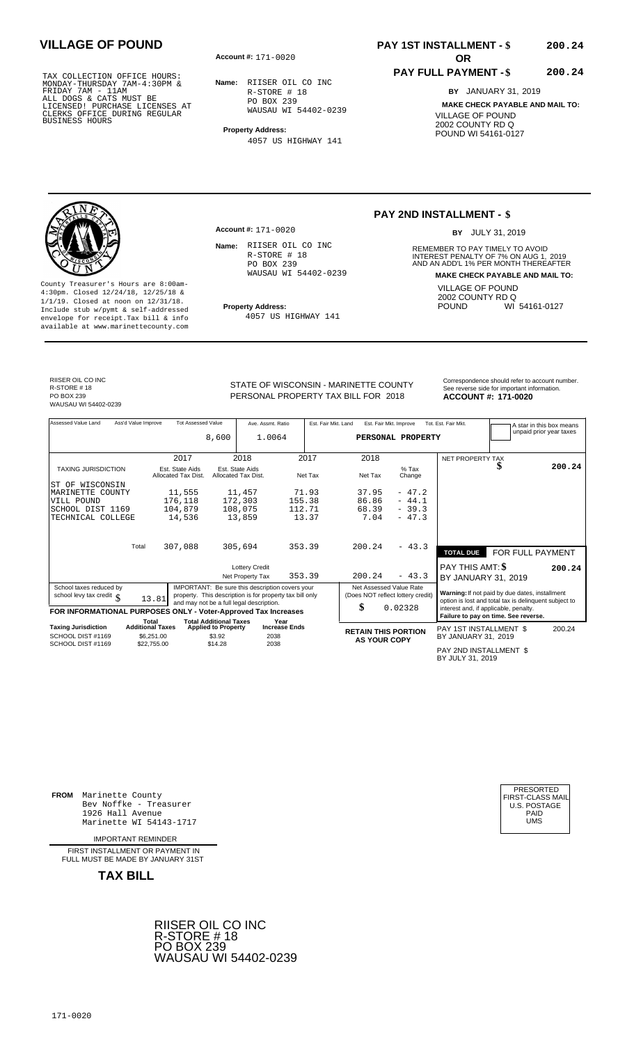# VILLAGE OF POUND

TAX COLLECTION OFFICE HOURS: MONDAY-THURSDAY 7AM-4:30PM & FRIDAY 7AM - 11AM
ALL DOGS & CATS MUST BE LICENSED! PURCHASE LICENSES AT CLERKS OFFICE DURING REGULAR BUSINESS HOURS

**Account #:** 171-0020

**Name:** RIISER OIL CO INC
R-STORE # 18
PO BOX 239
WAUSAU WI 54402-0239

**Property Address:**
4057 US HIGHWAY 141

**PAY 1ST INSTALLMENT - $** **200.24**

**OR**

**PAY FULL PAYMENT - $** **200.24**

**BY** JANUARY 31, 2019

**MAKE CHECK PAYABLE AND MAIL TO:**
VILLAGE OF POUND
2002 COUNTY RD Q
POUND WI 54161-0127

---

County Treasurer's Hours are 8:00am-4:30pm. Closed 12/24/18, 12/25/18 & 1/1/19. Closed at noon on 12/31/18. Include stub w/pymt & self-addressed envelope for receipt. Tax bill & info available at www.marinettecounty.com

**Account #:** 171-0020

**Name:** RIISER OIL CO INC
R-STORE # 18
PO BOX 239
WAUSAU WI 54402-0239

**Property Address:**
4057 US HIGHWAY 141

## PAY 2ND INSTALLMENT - $

**BY** JULY 31, 2019

REMEMBER TO PAY TIMELY TO AVOID INTEREST PENALTY OF 7% ON AUG 1, 2019 AND AN ADD'L 1% PER MONTH THEREAFTER

**MAKE CHECK PAYABLE AND MAIL TO:**
VILLAGE OF POUND
2002 COUNTY RD Q
POUND WI 54161-0127

---

RIISER OIL CO INC
R-STORE # 18
PO BOX 239
WAUSAU WI 54402-0239

STATE OF WISCONSIN - MARINETTE COUNTY
PERSONAL PROPERTY TAX BILL FOR 2018

Correspondence should refer to account number. See reverse side for important information.
**ACCOUNT #: 171-0020**

| Assessed Value Land | Ass'd Value Improve | Tot Assessed Value | Ave. Assmt. Ratio | Est. Fair Mkt. Land | Est. Fair Mkt. Improve | Tot. Est. Fair Mkt. |
|---|---|---|---|---|---|---|
| | | 8,600 | 1.0064 | | PERSONAL PROPERTY | |

A star in this box means unpaid prior year taxes

| TAXING JURISDICTION | 2017 Est. State Aids Allocated Tax Dist. | 2018 Est. State Aids Allocated Tax Dist. | 2017 Net Tax | 2018 Net Tax | % Tax Change |
|---|---|---|---|---|---|
| ST OF WISCONSIN | | | | | |
| MARINETTE COUNTY | 11,555 | 11,457 | 71.93 | 37.95 | - 47.2 |
| VILL POUND | 176,118 | 172,303 | 155.38 | 86.86 | - 44.1 |
| SCHOOL DIST 1169 | 104,879 | 108,075 | 112.71 | 68.39 | - 39.3 |
| TECHNICAL COLLEGE | 14,536 | 13,859 | 13.37 | 7.04 | - 47.3 |
| Total | 307,088 | 305,694 | 353.39 | 200.24 | - 43.3 |
| | | Lottery Credit | | | |
| | | Net Property Tax | 353.39 | 200.24 | - 43.3 |

NET PROPERTY TAX $ **200.24**

**TOTAL DUE** FOR FULL PAYMENT
PAY THIS AMT: $ **200.24**
BY JANUARY 31, 2019

School taxes reduced by school levy tax credit $ 13.81

IMPORTANT: Be sure this description covers your property. This description is for property tax bill only and may not be a full legal description.

Net Assessed Value Rate (Does NOT reflect lottery credit) $ 0.02328

**Warning:** If not paid by due dates, installment option is lost and total tax is delinquent subject to interest and, if applicable, penalty.
**Failure to pay on time. See reverse.**

**FOR INFORMATIONAL PURPOSES ONLY - Voter-Approved Tax Increases**

| Taxing Jurisdiction | Total Additional Taxes | Total Additional Taxes Applied to Property | Year Increase Ends |
|---|---|---|---|
| SCHOOL DIST #1169 | $6,251.00 | $3.92 | 2038 |
| SCHOOL DIST #1169 | $22,755.00 | $14.28 | 2038 |

**RETAIN THIS PORTION AS YOUR COPY**

PAY 1ST INSTALLMENT $ 200.24
BY JANUARY 31, 2019

PAY 2ND INSTALLMENT $
BY JULY 31, 2019

---

**FROM** Marinette County
Bev Noffke - Treasurer
1926 Hall Avenue
Marinette WI 54143-1717

IMPORTANT REMINDER

FIRST INSTALLMENT OR PAYMENT IN FULL MUST BE MADE BY JANUARY 31ST

**TAX BILL**

PRESORTED
FIRST-CLASS MAIL
U.S. POSTAGE
PAID
UMS

RIISER OIL CO INC
R-STORE # 18
PO BOX 239
WAUSAU WI 54402-0239

171-0020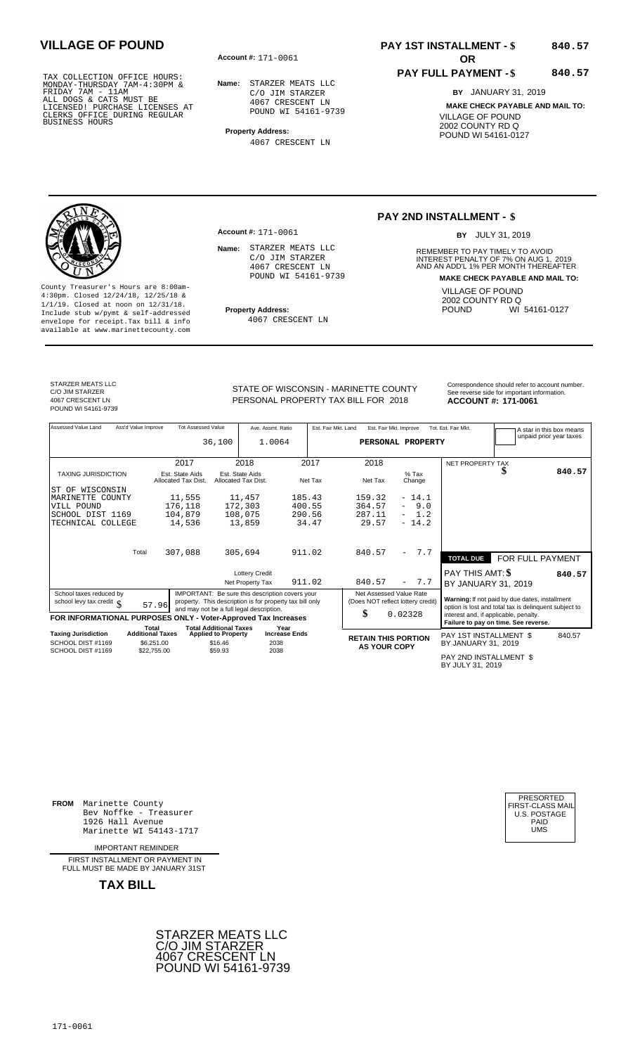# VILLAGE OF POUND

TAX COLLECTION OFFICE HOURS:
MONDAY-THURSDAY 7AM-4:30PM &
FRIDAY 7AM - 11AM
ALL DOGS & CATS MUST BE
LICENSED! PURCHASE LICENSES AT
CLERKS OFFICE DURING REGULAR
BUSINESS HOURS

**Account #:** 171-0061

**Name:** STARZER MEATS LLC
C/O JIM STARZER
4067 CRESCENT LN
POUND WI 54161-9739

**Property Address:**
4067 CRESCENT LN

**PAY 1ST INSTALLMENT - $ 840.57**

**OR**

**PAY FULL PAYMENT - $ 840.57**

**BY** JANUARY 31, 2019

**MAKE CHECK PAYABLE AND MAIL TO:**
VILLAGE OF POUND
2002 COUNTY RD Q
POUND WI 54161-0127

County Treasurer's Hours are 8:00am-4:30pm. Closed 12/24/18, 12/25/18 & 1/1/19. Closed at noon on 12/31/18. Include stub w/pymt & self-addressed envelope for receipt. Tax bill & info available at www.marinettecounty.com

**Account #:** 171-0061

**Name:** STARZER MEATS LLC
C/O JIM STARZER
4067 CRESCENT LN
POUND WI 54161-9739

**Property Address:**
4067 CRESCENT LN

**PAY 2ND INSTALLMENT - $**

**BY** JULY 31, 2019

REMEMBER TO PAY TIMELY TO AVOID INTEREST PENALTY OF 7% ON AUG 1, 2019 AND AN ADD'L 1% PER MONTH THEREAFTER

**MAKE CHECK PAYABLE AND MAIL TO:**
VILLAGE OF POUND
2002 COUNTY RD Q
POUND WI 54161-0127

STARZER MEATS LLC
C/O JIM STARZER
4067 CRESCENT LN
POUND WI 54161-9739

STATE OF WISCONSIN - MARINETTE COUNTY
PERSONAL PROPERTY TAX BILL FOR 2018

Correspondence should refer to account number. See reverse side for important information.
**ACCOUNT #: 171-0061**

| Assessed Value Land | Ass'd Value Improve | Tot Assessed Value | Ave. Assmt. Ratio | Est. Fair Mkt. Land | Est. Fair Mkt. Improve | Tot. Est. Fair Mkt. |
|---|---|---|---|---|---|---|
| | | 36,100 | 1.0064 | | PERSONAL PROPERTY | |

A star in this box means unpaid prior year taxes

| TAXING JURISDICTION | 2017 Est. State Aids Allocated Tax Dist. | 2018 Est. State Aids Allocated Tax Dist. | 2017 Net Tax | 2018 Net Tax | % Tax Change |
|---|---|---|---|---|---|
| ST OF WISCONSIN | | | | | |
| MARINETTE COUNTY | 11,555 | 11,457 | 185.43 | 159.32 | - 14.1 |
| VILL POUND | 176,118 | 172,303 | 400.55 | 364.57 | - 9.0 |
| SCHOOL DIST 1169 | 104,879 | 108,075 | 290.56 | 287.11 | - 1.2 |
| TECHNICAL COLLEGE | 14,536 | 13,859 | 34.47 | 29.57 | - 14.2 |
| Total | 307,088 | 305,694 | 911.02 | 840.57 | - 7.7 |
| | | Lottery Credit | | | |
| | | Net Property Tax | 911.02 | 840.57 | - 7.7 |

NET PROPERTY TAX $ 840.57

TOTAL DUE — FOR FULL PAYMENT
PAY THIS AMT: $ 840.57
BY JANUARY 31, 2019

School taxes reduced by school levy tax credit $ 57.96

IMPORTANT: Be sure this description covers your property. This description is for property tax bill only and may not be a full legal description.

Net Assessed Value Rate (Does NOT reflect lottery credit): $ 0.02328

Warning: If not paid by due dates, installment option is lost and total tax is delinquent subject to interest and, if applicable, penalty. Failure to pay on time. See reverse.

**FOR INFORMATIONAL PURPOSES ONLY - Voter-Approved Tax Increases**

| Taxing Jurisdiction | Total Additional Taxes | Total Additional Taxes Applied to Property | Year Increase Ends |
|---|---|---|---|
| SCHOOL DIST #1169 | $6,251.00 | $16.46 | 2038 |
| SCHOOL DIST #1169 | $22,755.00 | $59.93 | 2038 |

**RETAIN THIS PORTION AS YOUR COPY**

PAY 1ST INSTALLMENT $ 840.57
BY JANUARY 31, 2019

PAY 2ND INSTALLMENT $
BY JULY 31, 2019

**FROM** Marinette County
Bev Noffke - Treasurer
1926 Hall Avenue
Marinette WI 54143-1717

IMPORTANT REMINDER

FIRST INSTALLMENT OR PAYMENT IN FULL MUST BE MADE BY JANUARY 31ST

**TAX BILL**

PRESORTED
FIRST-CLASS MAIL
U.S. POSTAGE
PAID
UMS

STARZER MEATS LLC
C/O JIM STARZER
4067 CRESCENT LN
POUND WI 54161-9739

171-0061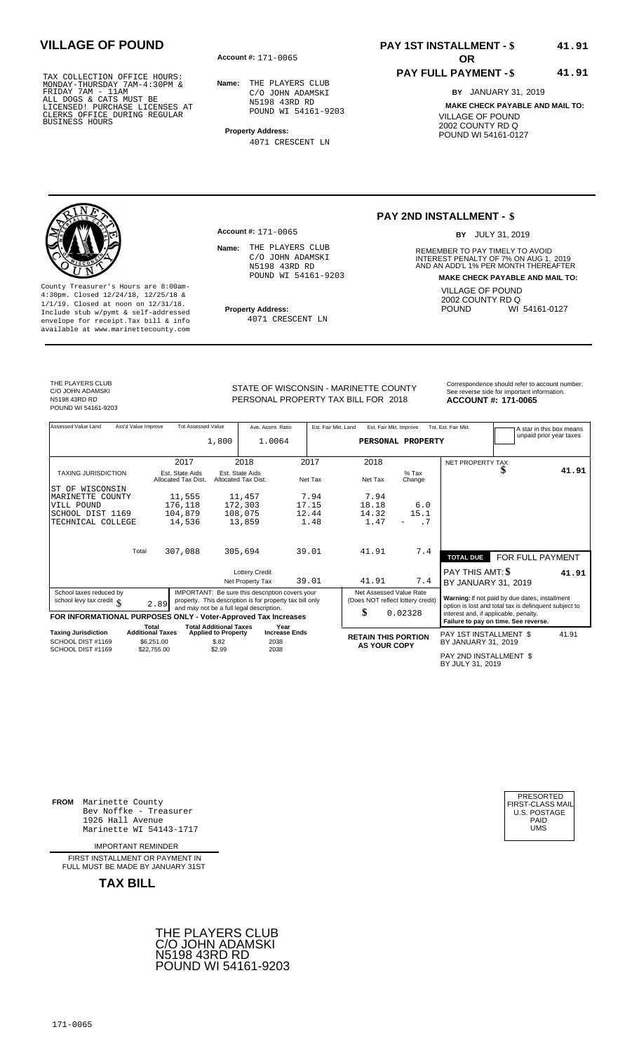# VILLAGE OF POUND

TAX COLLECTION OFFICE HOURS: MONDAY-THURSDAY 7AM-4:30PM & FRIDAY 7AM - 11AM
ALL DOGS & CATS MUST BE LICENSED! PURCHASE LICENSES AT CLERKS OFFICE DURING REGULAR BUSINESS HOURS

**Account #:** 171-0065

**Name:** THE PLAYERS CLUB
C/O JOHN ADAMSKI
N5198 43RD RD
POUND WI 54161-9203

**Property Address:**
4071 CRESCENT LN

**PAY 1ST INSTALLMENT - $ 41.91**

**OR**

**PAY FULL PAYMENT - $ 41.91**

**BY** JANUARY 31, 2019

**MAKE CHECK PAYABLE AND MAIL TO:**
VILLAGE OF POUND
2002 COUNTY RD Q
POUND WI 54161-0127

---

County Treasurer's Hours are 8:00am-4:30pm. Closed 12/24/18, 12/25/18 & 1/1/19. Closed at noon on 12/31/18. Include stub w/pymt & self-addressed envelope for receipt. Tax bill & info available at www.marinettecounty.com

**Account #:** 171-0065

**Name:** THE PLAYERS CLUB
C/O JOHN ADAMSKI
N5198 43RD RD
POUND WI 54161-9203

**Property Address:**
4071 CRESCENT LN

**PAY 2ND INSTALLMENT - $**

**BY** JULY 31, 2019

REMEMBER TO PAY TIMELY TO AVOID INTEREST PENALTY OF 7% ON AUG 1, 2019 AND AN ADD'L 1% PER MONTH THEREAFTER

**MAKE CHECK PAYABLE AND MAIL TO:**
VILLAGE OF POUND
2002 COUNTY RD Q
POUND WI 54161-0127

---

THE PLAYERS CLUB
C/O JOHN ADAMSKI
N5198 43RD RD
POUND WI 54161-9203

STATE OF WISCONSIN - MARINETTE COUNTY
PERSONAL PROPERTY TAX BILL FOR 2018

Correspondence should refer to account number. See reverse side for important information.
**ACCOUNT #: 171-0065**

| Assessed Value Land | Ass'd Value Improve | Tot Assessed Value | Ave. Assmt. Ratio | Est. Fair Mkt. Land | Est. Fair Mkt. Improve | Tot. Est. Fair Mkt. |
|---|---|---|---|---|---|---|
| | | 1,800 | 1.0064 | | PERSONAL PROPERTY | |

A star in this box means unpaid prior year taxes

| TAXING JURISDICTION | 2017 Est. State Aids Allocated Tax Dist. | 2018 Est. State Aids Allocated Tax Dist. | 2017 Net Tax | 2018 Net Tax | % Tax Change |
|---|---|---|---|---|---|
| ST OF WISCONSIN | | | | | |
| MARINETTE COUNTY | 11,555 | 11,457 | 7.94 | 7.94 | |
| VILL POUND | 176,118 | 172,303 | 17.15 | 18.18 | 6.0 |
| SCHOOL DIST 1169 | 104,879 | 108,075 | 12.44 | 14.32 | 15.1 |
| TECHNICAL COLLEGE | 14,536 | 13,859 | 1.48 | 1.47 | - .7 |
| Total | 307,088 | 305,694 | 39.01 | 41.91 | 7.4 |
| Lottery Credit | | | | | |
| Net Property Tax | | | 39.01 | 41.91 | 7.4 |

NET PROPERTY TAX $ 41.91

**TOTAL DUE** FOR FULL PAYMENT
PAY THIS AMT: $ 41.91
BY JANUARY 31, 2019

School taxes reduced by school levy tax credit $ 2.89

IMPORTANT: Be sure this description covers your property. This description is for property tax bill only and may not be a full legal description.

Net Assessed Value Rate (Does NOT reflect lottery credit) $ 0.02328

**Warning:** If not paid by due dates, installment option is lost and total tax is delinquent subject to interest and, if applicable, penalty. **Failure to pay on time. See reverse.**

**FOR INFORMATIONAL PURPOSES ONLY - Voter-Approved Tax Increases**

| Taxing Jurisdiction | Total Additional Taxes | Total Additional Taxes Applied to Property | Year Increase Ends |
|---|---|---|---|
| SCHOOL DIST #1169 | $6,251.00 | $.82 | 2038 |
| SCHOOL DIST #1169 | $22,755.00 | $2.99 | 2038 |

**RETAIN THIS PORTION AS YOUR COPY**

PAY 1ST INSTALLMENT $ 41.91
BY JANUARY 31, 2019

PAY 2ND INSTALLMENT $
BY JULY 31, 2019

---

**FROM** Marinette County
Bev Noffke - Treasurer
1926 Hall Avenue
Marinette WI 54143-1717

PRESORTED FIRST-CLASS MAIL U.S. POSTAGE PAID UMS

IMPORTANT REMINDER

FIRST INSTALLMENT OR PAYMENT IN FULL MUST BE MADE BY JANUARY 31ST

**TAX BILL**

THE PLAYERS CLUB
C/O JOHN ADAMSKI
N5198 43RD RD
POUND WI 54161-9203

171-0065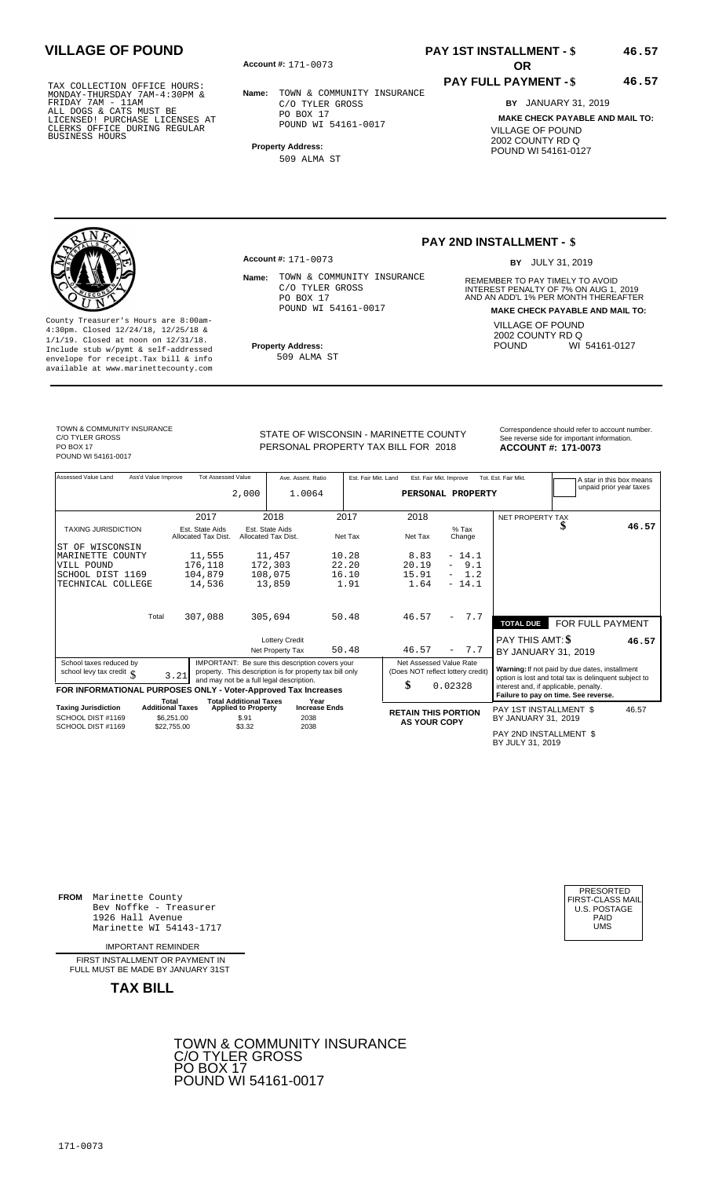# VILLAGE OF POUND

TAX COLLECTION OFFICE HOURS:
MONDAY-THURSDAY 7AM-4:30PM &
FRIDAY 7AM - 11AM
ALL DOGS & CATS MUST BE
LICENSED! PURCHASE LICENSES AT
CLERKS OFFICE DURING REGULAR
BUSINESS HOURS

**Account #:** 171-0073

**Name:** TOWN & COMMUNITY INSURANCE
C/O TYLER GROSS
PO BOX 17
POUND WI 54161-0017

**Property Address:**
509 ALMA ST

**PAY 1ST INSTALLMENT - $ 46.57**

**OR**

**PAY FULL PAYMENT - $ 46.57**

**BY** JANUARY 31, 2019

**MAKE CHECK PAYABLE AND MAIL TO:**
VILLAGE OF POUND
2002 COUNTY RD Q
POUND WI 54161-0127

---

County Treasurer's Hours are 8:00am-4:30pm. Closed 12/24/18, 12/25/18 & 1/1/19. Closed at noon on 12/31/18. Include stub w/pymt & self-addressed envelope for receipt. Tax bill & info available at www.marinettecounty.com

**Account #:** 171-0073

**Name:** TOWN & COMMUNITY INSURANCE
C/O TYLER GROSS
PO BOX 17
POUND WI 54161-0017

**Property Address:**
509 ALMA ST

**PAY 2ND INSTALLMENT - $**

**BY** JULY 31, 2019

REMEMBER TO PAY TIMELY TO AVOID INTEREST PENALTY OF 7% ON AUG 1, 2019 AND AN ADD'L 1% PER MONTH THEREAFTER

**MAKE CHECK PAYABLE AND MAIL TO:**
VILLAGE OF POUND
2002 COUNTY RD Q
POUND WI 54161-0127

---

TOWN & COMMUNITY INSURANCE
C/O TYLER GROSS
PO BOX 17
POUND WI 54161-0017

STATE OF WISCONSIN - MARINETTE COUNTY
PERSONAL PROPERTY TAX BILL FOR 2018

Correspondence should refer to account number. See reverse side for important information.
**ACCOUNT #: 171-0073**

| Assessed Value Land | Ass'd Value Improve | Tot Assessed Value | Ave. Assmt. Ratio | Est. Fair Mkt. Land | Est. Fair Mkt. Improve | Tot. Est. Fair Mkt. |
|---|---|---|---|---|---|---|
| | | 2,000 | 1.0064 | | PERSONAL PROPERTY | |

A star in this box means unpaid prior year taxes

| TAXING JURISDICTION | 2017 Est. State Aids Allocated Tax Dist. | 2018 Est. State Aids Allocated Tax Dist. | 2017 Net Tax | 2018 Net Tax | % Tax Change |
|---|---|---|---|---|---|
| ST OF WISCONSIN | | | | | |
| MARINETTE COUNTY | 11,555 | 11,457 | 10.28 | 8.83 | - 14.1 |
| VILL POUND | 176,118 | 172,303 | 22.20 | 20.19 | - 9.1 |
| SCHOOL DIST 1169 | 104,879 | 108,075 | 16.10 | 15.91 | - 1.2 |
| TECHNICAL COLLEGE | 14,536 | 13,859 | 1.91 | 1.64 | - 14.1 |
| Total | 307,088 | 305,694 | 50.48 | 46.57 | - 7.7 |
| Lottery Credit | | | | | |
| Net Property Tax | | | 50.48 | 46.57 | - 7.7 |

NET PROPERTY TAX $ 46.57

**TOTAL DUE** FOR FULL PAYMENT
PAY THIS AMT: $ 46.57
BY JANUARY 31, 2019

School taxes reduced by school levy tax credit $ 3.21

IMPORTANT: Be sure this description covers your property. This description is for property tax bill only and may not be a full legal description.

Net Assessed Value Rate (Does NOT reflect lottery credit) $ 0.02328

Warning: If not paid by due dates, installment option is lost and total tax is delinquent subject to interest and, if applicable, penalty.
Failure to pay on time. See reverse.

**FOR INFORMATIONAL PURPOSES ONLY - Voter-Approved Tax Increases**

| Taxing Jurisdiction | Total Additional Taxes | Total Additional Taxes Applied to Property | Year Increase Ends |
|---|---|---|---|
| SCHOOL DIST #1169 | $6,251.00 | $.91 | 2038 |
| SCHOOL DIST #1169 | $22,755.00 | $3.32 | 2038 |

**RETAIN THIS PORTION AS YOUR COPY**

PAY 1ST INSTALLMENT $ 46.57
BY JANUARY 31, 2019

PAY 2ND INSTALLMENT $
BY JULY 31, 2019

---

**FROM** Marinette County
Bev Noffke - Treasurer
1926 Hall Avenue
Marinette WI 54143-1717

IMPORTANT REMINDER

FIRST INSTALLMENT OR PAYMENT IN FULL MUST BE MADE BY JANUARY 31ST

**TAX BILL**

PRESORTED
FIRST-CLASS MAIL
U.S. POSTAGE
PAID
UMS

TOWN & COMMUNITY INSURANCE
C/O TYLER GROSS
PO BOX 17
POUND WI 54161-0017

171-0073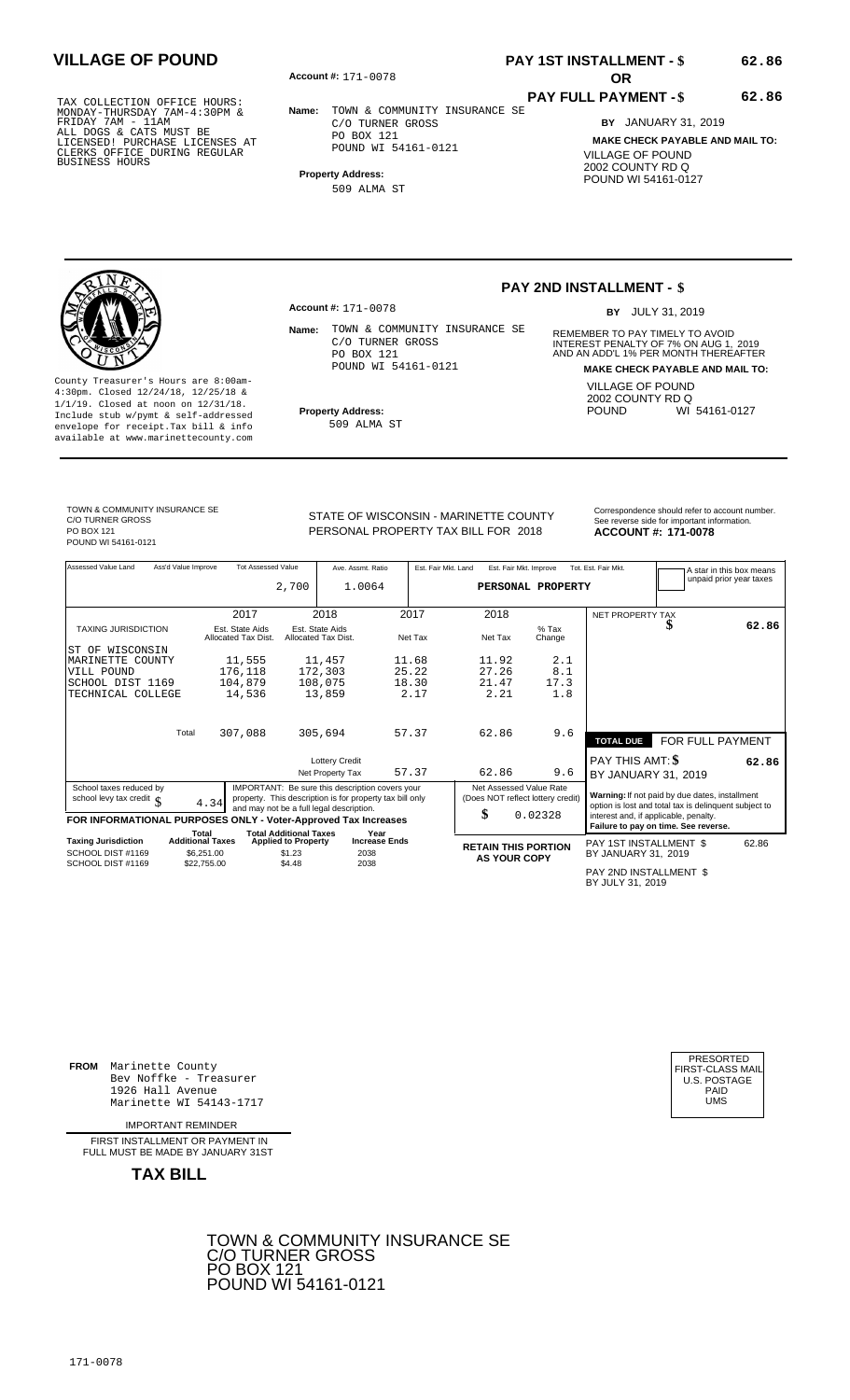# VILLAGE OF POUND

TAX COLLECTION OFFICE HOURS:
MONDAY-THURSDAY 7AM-4:30PM &
FRIDAY 7AM - 11AM
ALL DOGS & CATS MUST BE
LICENSED! PURCHASE LICENSES AT
CLERKS OFFICE DURING REGULAR
BUSINESS HOURS

**Account #:** 171-0078

**Name:** TOWN & COMMUNITY INSURANCE SE
C/O TURNER GROSS
PO BOX 121
POUND WI 54161-0121

**Property Address:**
509 ALMA ST

**PAY 1ST INSTALLMENT - $** 62.86

**OR**

**PAY FULL PAYMENT - $** 62.86

**BY** JANUARY 31, 2019

**MAKE CHECK PAYABLE AND MAIL TO:**
VILLAGE OF POUND
2002 COUNTY RD Q
POUND WI 54161-0127

---

County Treasurer's Hours are 8:00am-4:30pm. Closed 12/24/18, 12/25/18 & 1/1/19. Closed at noon on 12/31/18. Include stub w/pymt & self-addressed envelope for receipt.Tax bill & info available at www.marinettecounty.com

**Account #:** 171-0078

**Name:** TOWN & COMMUNITY INSURANCE SE
C/O TURNER GROSS
PO BOX 121
POUND WI 54161-0121

**Property Address:**
509 ALMA ST

**PAY 2ND INSTALLMENT - $**

**BY** JULY 31, 2019

REMEMBER TO PAY TIMELY TO AVOID INTEREST PENALTY OF 7% ON AUG 1, 2019 AND AN ADD'L 1% PER MONTH THEREAFTER

**MAKE CHECK PAYABLE AND MAIL TO:**
VILLAGE OF POUND
2002 COUNTY RD Q
POUND WI 54161-0127

---

TOWN & COMMUNITY INSURANCE SE
C/O TURNER GROSS
PO BOX 121
POUND WI 54161-0121

STATE OF WISCONSIN - MARINETTE COUNTY
PERSONAL PROPERTY TAX BILL FOR 2018

Correspondence should refer to account number. See reverse side for important information.
**ACCOUNT #: 171-0078**

| Assessed Value Land | Ass'd Value Improve | Tot Assessed Value | Ave. Assmt. Ratio | Est. Fair Mkt. Land | Est. Fair Mkt. Improve | Tot. Est. Fair Mkt. | A star in this box means unpaid prior year taxes |
|---|---|---|---|---|---|---|---|
| | | 2,700 | 1.0064 | PERSONAL PROPERTY | | | |

| TAXING JURISDICTION | 2017 Est. State Aids Allocated Tax Dist. | 2018 Est. State Aids Allocated Tax Dist. | 2017 Net Tax | 2018 Net Tax | % Tax Change |
|---|---|---|---|---|---|
| ST OF WISCONSIN | | | | | |
| MARINETTE COUNTY | 11,555 | 11,457 | 11.68 | 11.92 | 2.1 |
| VILL POUND | 176,118 | 172,303 | 25.22 | 27.26 | 8.1 |
| SCHOOL DIST 1169 | 104,879 | 108,075 | 18.30 | 21.47 | 17.3 |
| TECHNICAL COLLEGE | 14,536 | 13,859 | 2.17 | 2.21 | 1.8 |
| Total | 307,088 | 305,694 | 57.37 | 62.86 | 9.6 |
| Lottery Credit | | | | | |
| Net Property Tax | | | 57.37 | 62.86 | 9.6 |

NET PROPERTY TAX $ 62.86

**TOTAL DUE** FOR FULL PAYMENT
PAY THIS AMT: $ 62.86
BY JANUARY 31, 2019

School taxes reduced by school levy tax credit $ 4.34

IMPORTANT: Be sure this description covers your property. This description is for property tax bill only and may not be a full legal description.

Net Assessed Value Rate (Does NOT reflect lottery credit) $ 0.02328

Warning: If not paid by due dates, installment option is lost and total tax is delinquent subject to interest and, if applicable, penalty. Failure to pay on time. See reverse.

**FOR INFORMATIONAL PURPOSES ONLY - Voter-Approved Tax Increases**

| Taxing Jurisdiction | Total Additional Taxes | Total Additional Taxes Applied to Property | Year Increase Ends |
|---|---|---|---|
| SCHOOL DIST #1169 | $6,251.00 | $1.23 | 2038 |
| SCHOOL DIST #1169 | $22,755.00 | $4.48 | 2038 |

**RETAIN THIS PORTION AS YOUR COPY**

PAY 1ST INSTALLMENT $ 62.86
BY JANUARY 31, 2019

PAY 2ND INSTALLMENT $
BY JULY 31, 2019

---

**FROM** Marinette County
Bev Noffke - Treasurer
1926 Hall Avenue
Marinette WI 54143-1717

IMPORTANT REMINDER

FIRST INSTALLMENT OR PAYMENT IN FULL MUST BE MADE BY JANUARY 31ST

**TAX BILL**

PRESORTED
FIRST-CLASS MAIL
U.S. POSTAGE
PAID
UMS

TOWN & COMMUNITY INSURANCE SE
C/O TURNER GROSS
PO BOX 121
POUND WI 54161-0121

171-0078